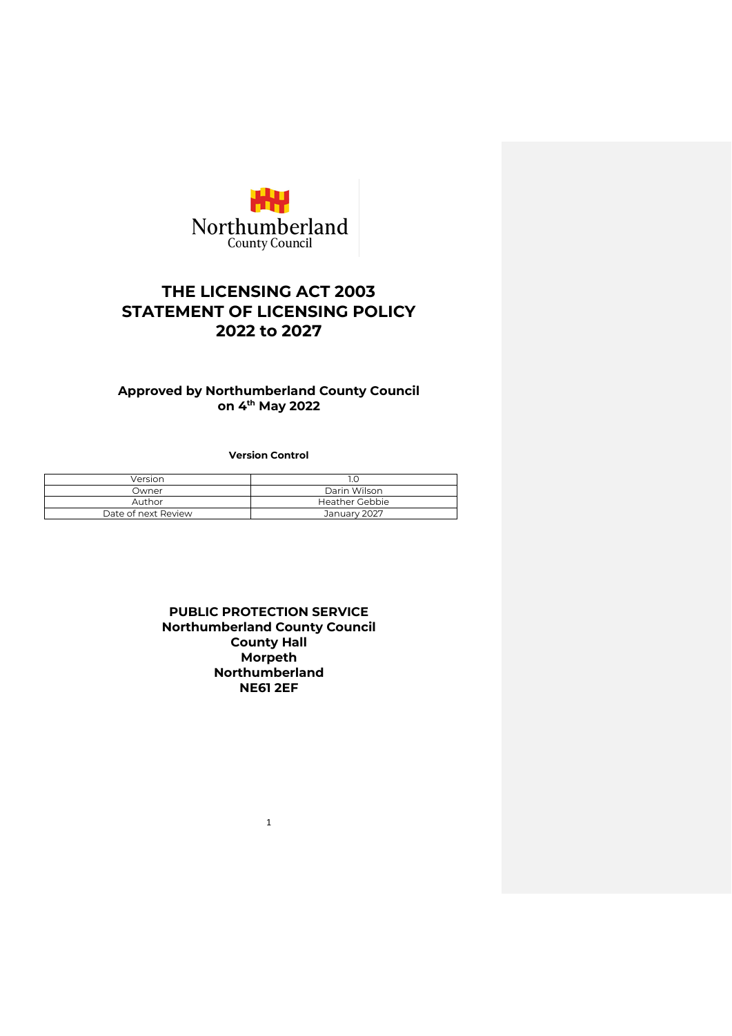Northumberland
County Council

# THE LICENSING ACT 2003
# STATEMENT OF LICENSING POLICY
# 2022 to 2027

**Approved by Northumberland County Council on 4th May 2022**

**Version Control**

| Version | 1.0 |
| --- | --- |
| Owner | Darin Wilson |
| Author | Heather Gebbie |
| Date of next Review | January 2027 |

**PUBLIC PROTECTION SERVICE**
**Northumberland County Council**
**County Hall**
**Morpeth**
**Northumberland**
**NE61 2EF**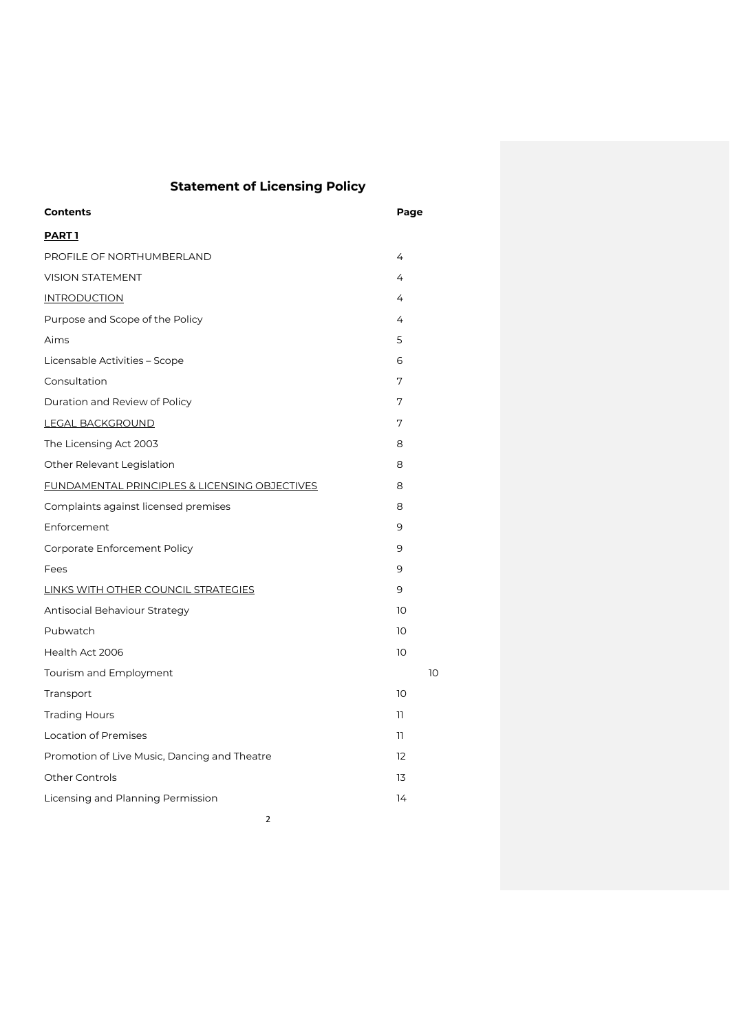# Statement of Licensing Policy

| Contents | Page |
|---|---|
| **PART 1** | |
| PROFILE OF NORTHUMBERLAND | 4 |
| VISION STATEMENT | 4 |
| INTRODUCTION | 4 |
| Purpose and Scope of the Policy | 4 |
| Aims | 5 |
| Licensable Activities – Scope | 6 |
| Consultation | 7 |
| Duration and Review of Policy | 7 |
| LEGAL BACKGROUND | 7 |
| The Licensing Act 2003 | 8 |
| Other Relevant Legislation | 8 |
| FUNDAMENTAL PRINCIPLES & LICENSING OBJECTIVES | 8 |
| Complaints against licensed premises | 8 |
| Enforcement | 9 |
| Corporate Enforcement Policy | 9 |
| Fees | 9 |
| LINKS WITH OTHER COUNCIL STRATEGIES | 9 |
| Antisocial Behaviour Strategy | 10 |
| Pubwatch | 10 |
| Health Act 2006 | 10 |
| Tourism and Employment | 10 |
| Transport | 10 |
| Trading Hours | 11 |
| Location of Premises | 11 |
| Promotion of Live Music, Dancing and Theatre | 12 |
| Other Controls | 13 |
| Licensing and Planning Permission | 14 |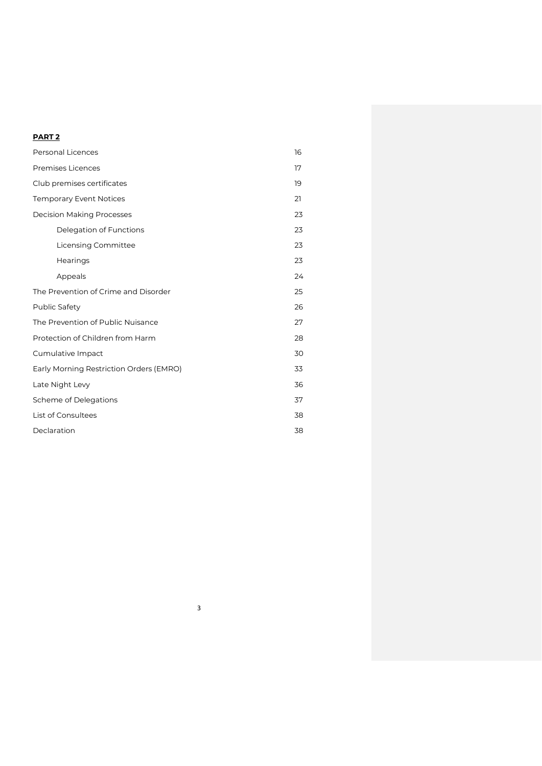**PART 2**

| | |
|---|---|
| Personal Licences | 16 |
| Premises Licences | 17 |
| Club premises certificates | 19 |
| Temporary Event Notices | 21 |
| Decision Making Processes | 23 |
| Delegation of Functions | 23 |
| Licensing Committee | 23 |
| Hearings | 23 |
| Appeals | 24 |
| The Prevention of Crime and Disorder | 25 |
| Public Safety | 26 |
| The Prevention of Public Nuisance | 27 |
| Protection of Children from Harm | 28 |
| Cumulative Impact | 30 |
| Early Morning Restriction Orders (EMRO) | 33 |
| Late Night Levy | 36 |
| Scheme of Delegations | 37 |
| List of Consultees | 38 |
| Declaration | 38 |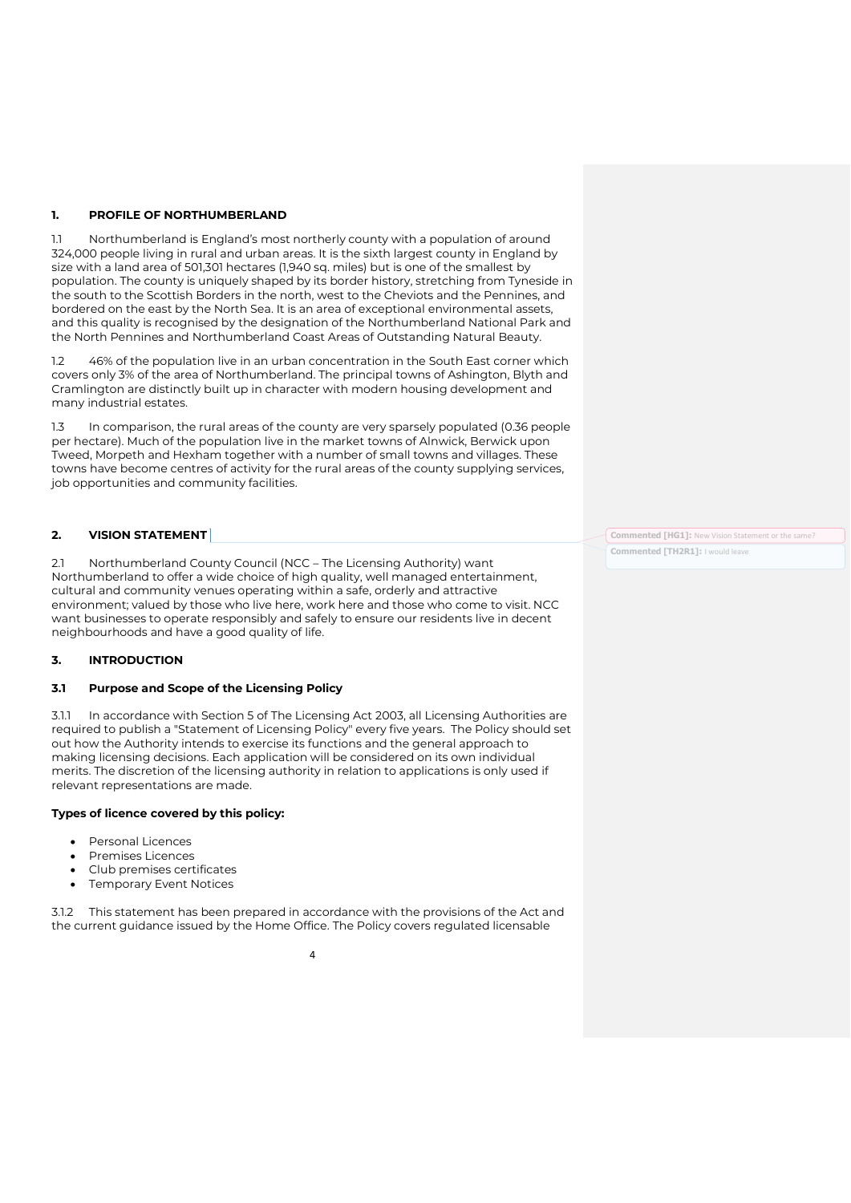## 1. PROFILE OF NORTHUMBERLAND

1.1 Northumberland is England's most northerly county with a population of around 324,000 people living in rural and urban areas. It is the sixth largest county in England by size with a land area of 501,301 hectares (1,940 sq. miles) but is one of the smallest by population. The county is uniquely shaped by its border history, stretching from Tyneside in the south to the Scottish Borders in the north, west to the Cheviots and the Pennines, and bordered on the east by the North Sea. It is an area of exceptional environmental assets, and this quality is recognised by the designation of the Northumberland National Park and the North Pennines and Northumberland Coast Areas of Outstanding Natural Beauty.

1.2 46% of the population live in an urban concentration in the South East corner which covers only 3% of the area of Northumberland. The principal towns of Ashington, Blyth and Cramlington are distinctly built up in character with modern housing development and many industrial estates.

1.3 In comparison, the rural areas of the county are very sparsely populated (0.36 people per hectare). Much of the population live in the market towns of Alnwick, Berwick upon Tweed, Morpeth and Hexham together with a number of small towns and villages. These towns have become centres of activity for the rural areas of the county supplying services, job opportunities and community facilities.

## 2. VISION STATEMENT

**Commented [HG1]:** New Vision Statement or the same?

**Commented [TH2R1]:** I would leave

2.1 Northumberland County Council (NCC – The Licensing Authority) want Northumberland to offer a wide choice of high quality, well managed entertainment, cultural and community venues operating within a safe, orderly and attractive environment; valued by those who live here, work here and those who come to visit. NCC want businesses to operate responsibly and safely to ensure our residents live in decent neighbourhoods and have a good quality of life.

## 3. INTRODUCTION

### 3.1 Purpose and Scope of the Licensing Policy

3.1.1 In accordance with Section 5 of The Licensing Act 2003, all Licensing Authorities are required to publish a "Statement of Licensing Policy" every five years. The Policy should set out how the Authority intends to exercise its functions and the general approach to making licensing decisions. Each application will be considered on its own individual merits. The discretion of the licensing authority in relation to applications is only used if relevant representations are made.

**Types of licence covered by this policy:**

- Personal Licences
- Premises Licences
- Club premises certificates
- Temporary Event Notices

3.1.2 This statement has been prepared in accordance with the provisions of the Act and the current guidance issued by the Home Office. The Policy covers regulated licensable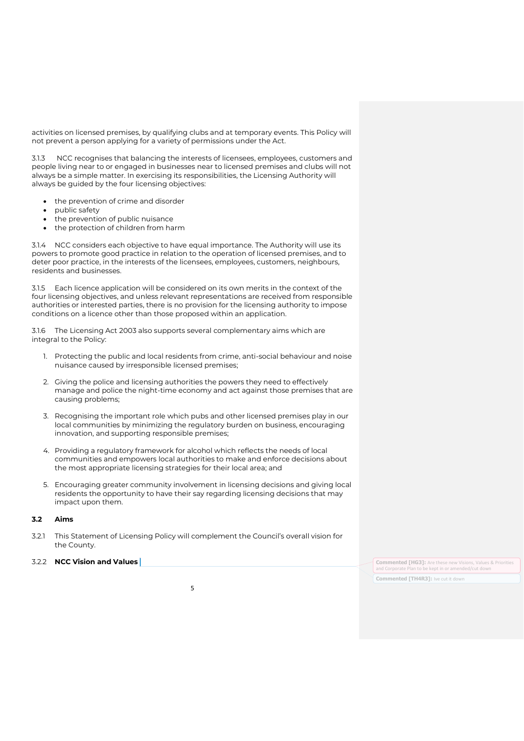activities on licensed premises, by qualifying clubs and at temporary events. This Policy will not prevent a person applying for a variety of permissions under the Act.

3.1.3 NCC recognises that balancing the interests of licensees, employees, customers and people living near to or engaged in businesses near to licensed premises and clubs will not always be a simple matter. In exercising its responsibilities, the Licensing Authority will always be guided by the four licensing objectives:

- the prevention of crime and disorder
- public safety
- the prevention of public nuisance
- the protection of children from harm

3.1.4 NCC considers each objective to have equal importance. The Authority will use its powers to promote good practice in relation to the operation of licensed premises, and to deter poor practice, in the interests of the licensees, employees, customers, neighbours, residents and businesses.

3.1.5 Each licence application will be considered on its own merits in the context of the four licensing objectives, and unless relevant representations are received from responsible authorities or interested parties, there is no provision for the licensing authority to impose conditions on a licence other than those proposed within an application.

3.1.6 The Licensing Act 2003 also supports several complementary aims which are integral to the Policy:

1. Protecting the public and local residents from crime, anti-social behaviour and noise nuisance caused by irresponsible licensed premises;

2. Giving the police and licensing authorities the powers they need to effectively manage and police the night-time economy and act against those premises that are causing problems;

3. Recognising the important role which pubs and other licensed premises play in our local communities by minimizing the regulatory burden on business, encouraging innovation, and supporting responsible premises;

4. Providing a regulatory framework for alcohol which reflects the needs of local communities and empowers local authorities to make and enforce decisions about the most appropriate licensing strategies for their local area; and

5. Encouraging greater community involvement in licensing decisions and giving local residents the opportunity to have their say regarding licensing decisions that may impact upon them.

### 3.2 Aims

3.2.1 This Statement of Licensing Policy will complement the Council's overall vision for the County.

3.2.2 **NCC Vision and Values**

Commented [HG3]: Are these new Visions, Values & Priorities and Corporate Plan to be kept in or amended/cut down

Commented [TH4R3]: Ive cut it down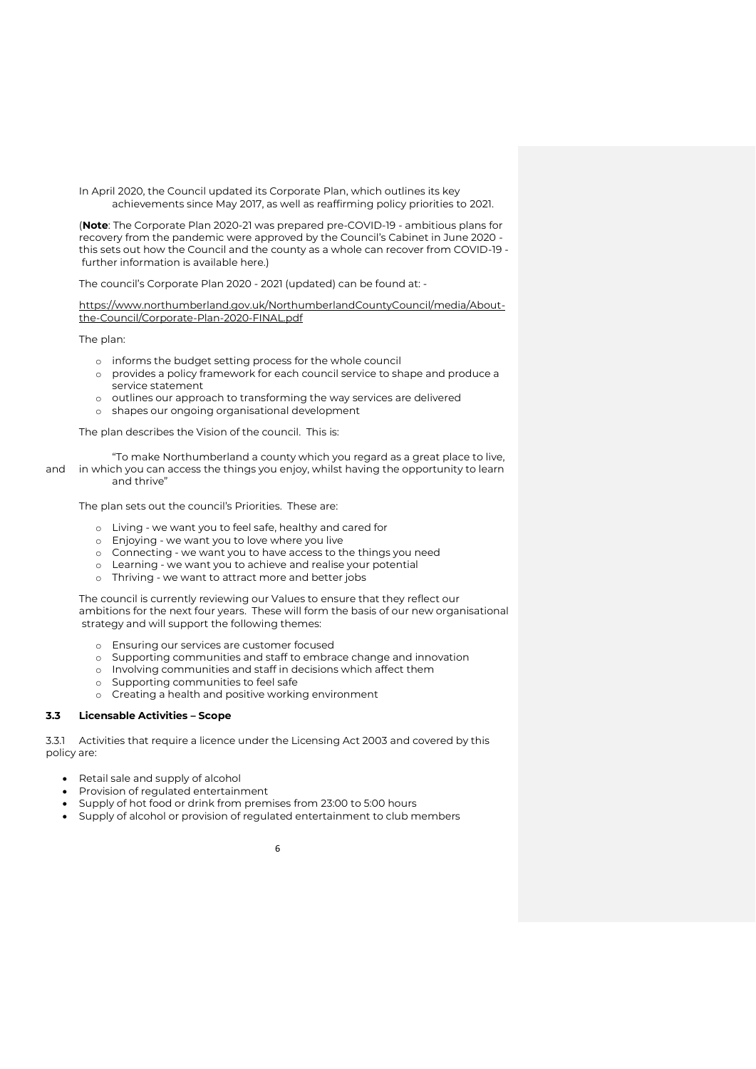In April 2020, the Council updated its Corporate Plan, which outlines its key achievements since May 2017, as well as reaffirming policy priorities to 2021.

(**Note**: The Corporate Plan 2020-21 was prepared pre-COVID-19 - ambitious plans for recovery from the pandemic were approved by the Council's Cabinet in June 2020 - this sets out how the Council and the county as a whole can recover from COVID-19 - further information is available here.)

The council's Corporate Plan 2020 - 2021 (updated) can be found at: -

https://www.northumberland.gov.uk/NorthumberlandCountyCouncil/media/About-the-Council/Corporate-Plan-2020-FINAL.pdf

The plan:

- informs the budget setting process for the whole council
- provides a policy framework for each council service to shape and produce a service statement
- outlines our approach to transforming the way services are delivered
- shapes our ongoing organisational development

The plan describes the Vision of the council. This is:

"To make Northumberland a county which you regard as a great place to live, and in which you can access the things you enjoy, whilst having the opportunity to learn and thrive"

The plan sets out the council's Priorities. These are:

- Living - we want you to feel safe, healthy and cared for
- Enjoying - we want you to love where you live
- Connecting - we want you to have access to the things you need
- Learning - we want you to achieve and realise your potential
- Thriving - we want to attract more and better jobs

The council is currently reviewing our Values to ensure that they reflect our ambitions for the next four years. These will form the basis of our new organisational strategy and will support the following themes:

- Ensuring our services are customer focused
- Supporting communities and staff to embrace change and innovation
- Involving communities and staff in decisions which affect them
- Supporting communities to feel safe
- Creating a health and positive working environment

### 3.3 Licensable Activities – Scope

3.3.1 Activities that require a licence under the Licensing Act 2003 and covered by this policy are:

- Retail sale and supply of alcohol
- Provision of regulated entertainment
- Supply of hot food or drink from premises from 23:00 to 5:00 hours
- Supply of alcohol or provision of regulated entertainment to club members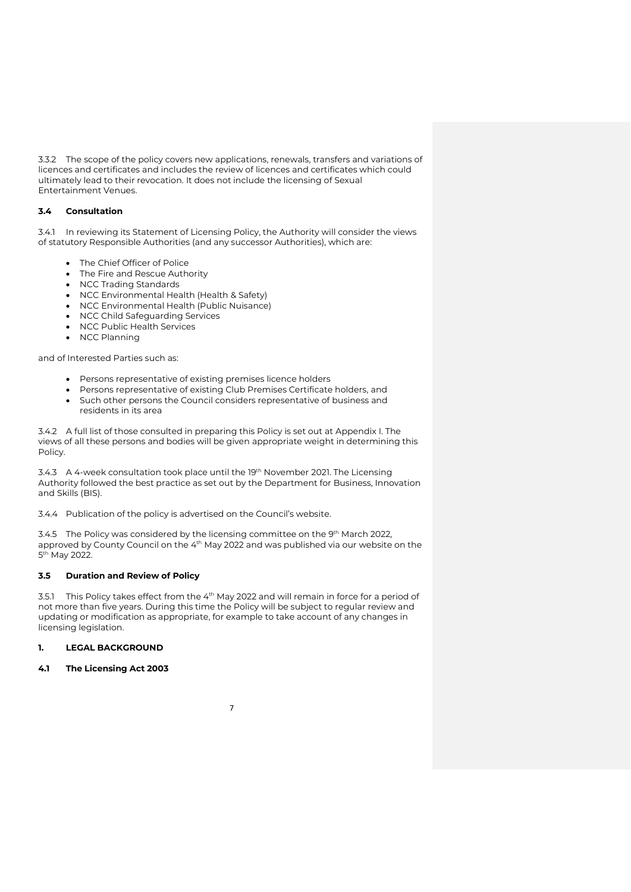3.3.2 The scope of the policy covers new applications, renewals, transfers and variations of licences and certificates and includes the review of licences and certificates which could ultimately lead to their revocation. It does not include the licensing of Sexual Entertainment Venues.

### 3.4 Consultation

3.4.1 In reviewing its Statement of Licensing Policy, the Authority will consider the views of statutory Responsible Authorities (and any successor Authorities), which are:

- The Chief Officer of Police
- The Fire and Rescue Authority
- NCC Trading Standards
- NCC Environmental Health (Health & Safety)
- NCC Environmental Health (Public Nuisance)
- NCC Child Safeguarding Services
- NCC Public Health Services
- NCC Planning

and of Interested Parties such as:

- Persons representative of existing premises licence holders
- Persons representative of existing Club Premises Certificate holders, and
- Such other persons the Council considers representative of business and residents in its area

3.4.2 A full list of those consulted in preparing this Policy is set out at Appendix I. The views of all these persons and bodies will be given appropriate weight in determining this Policy.

3.4.3 A 4-week consultation took place until the 19th November 2021. The Licensing Authority followed the best practice as set out by the Department for Business, Innovation and Skills (BIS).

3.4.4 Publication of the policy is advertised on the Council's website.

3.4.5 The Policy was considered by the licensing committee on the 9th March 2022, approved by County Council on the 4th May 2022 and was published via our website on the 5th May 2022.

### 3.5 Duration and Review of Policy

3.5.1 This Policy takes effect from the 4th May 2022 and will remain in force for a period of not more than five years. During this time the Policy will be subject to regular review and updating or modification as appropriate, for example to take account of any changes in licensing legislation.

## 1. LEGAL BACKGROUND

### 4.1 The Licensing Act 2003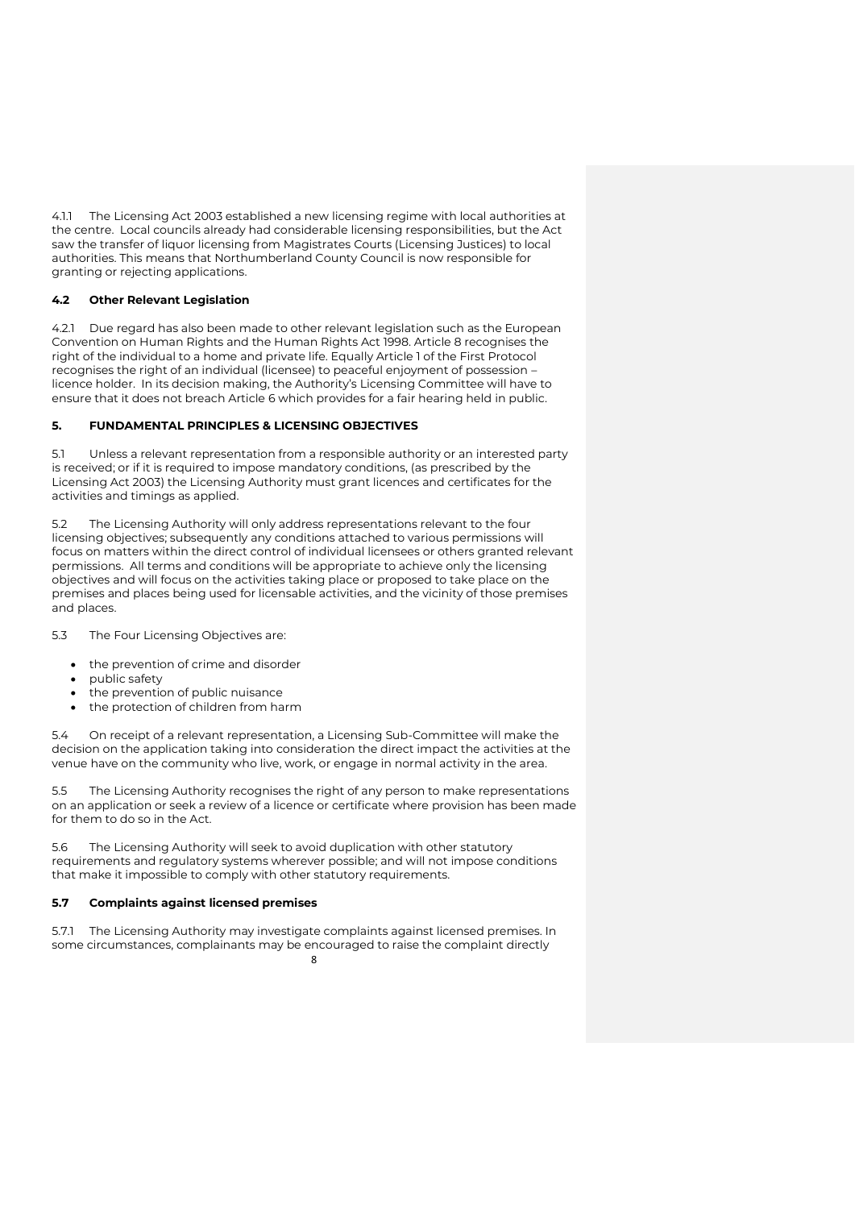4.1.1 The Licensing Act 2003 established a new licensing regime with local authorities at the centre. Local councils already had considerable licensing responsibilities, but the Act saw the transfer of liquor licensing from Magistrates Courts (Licensing Justices) to local authorities. This means that Northumberland County Council is now responsible for granting or rejecting applications.

### 4.2 Other Relevant Legislation

4.2.1 Due regard has also been made to other relevant legislation such as the European Convention on Human Rights and the Human Rights Act 1998. Article 8 recognises the right of the individual to a home and private life. Equally Article 1 of the First Protocol recognises the right of an individual (licensee) to peaceful enjoyment of possession – licence holder. In its decision making, the Authority's Licensing Committee will have to ensure that it does not breach Article 6 which provides for a fair hearing held in public.

## 5. FUNDAMENTAL PRINCIPLES & LICENSING OBJECTIVES

5.1 Unless a relevant representation from a responsible authority or an interested party is received; or if it is required to impose mandatory conditions, (as prescribed by the Licensing Act 2003) the Licensing Authority must grant licences and certificates for the activities and timings as applied.

5.2 The Licensing Authority will only address representations relevant to the four licensing objectives; subsequently any conditions attached to various permissions will focus on matters within the direct control of individual licensees or others granted relevant permissions. All terms and conditions will be appropriate to achieve only the licensing objectives and will focus on the activities taking place or proposed to take place on the premises and places being used for licensable activities, and the vicinity of those premises and places.

5.3 The Four Licensing Objectives are:

- the prevention of crime and disorder
- public safety
- the prevention of public nuisance
- the protection of children from harm

5.4 On receipt of a relevant representation, a Licensing Sub-Committee will make the decision on the application taking into consideration the direct impact the activities at the venue have on the community who live, work, or engage in normal activity in the area.

5.5 The Licensing Authority recognises the right of any person to make representations on an application or seek a review of a licence or certificate where provision has been made for them to do so in the Act.

5.6 The Licensing Authority will seek to avoid duplication with other statutory requirements and regulatory systems wherever possible; and will not impose conditions that make it impossible to comply with other statutory requirements.

### 5.7 Complaints against licensed premises

5.7.1 The Licensing Authority may investigate complaints against licensed premises. In some circumstances, complainants may be encouraged to raise the complaint directly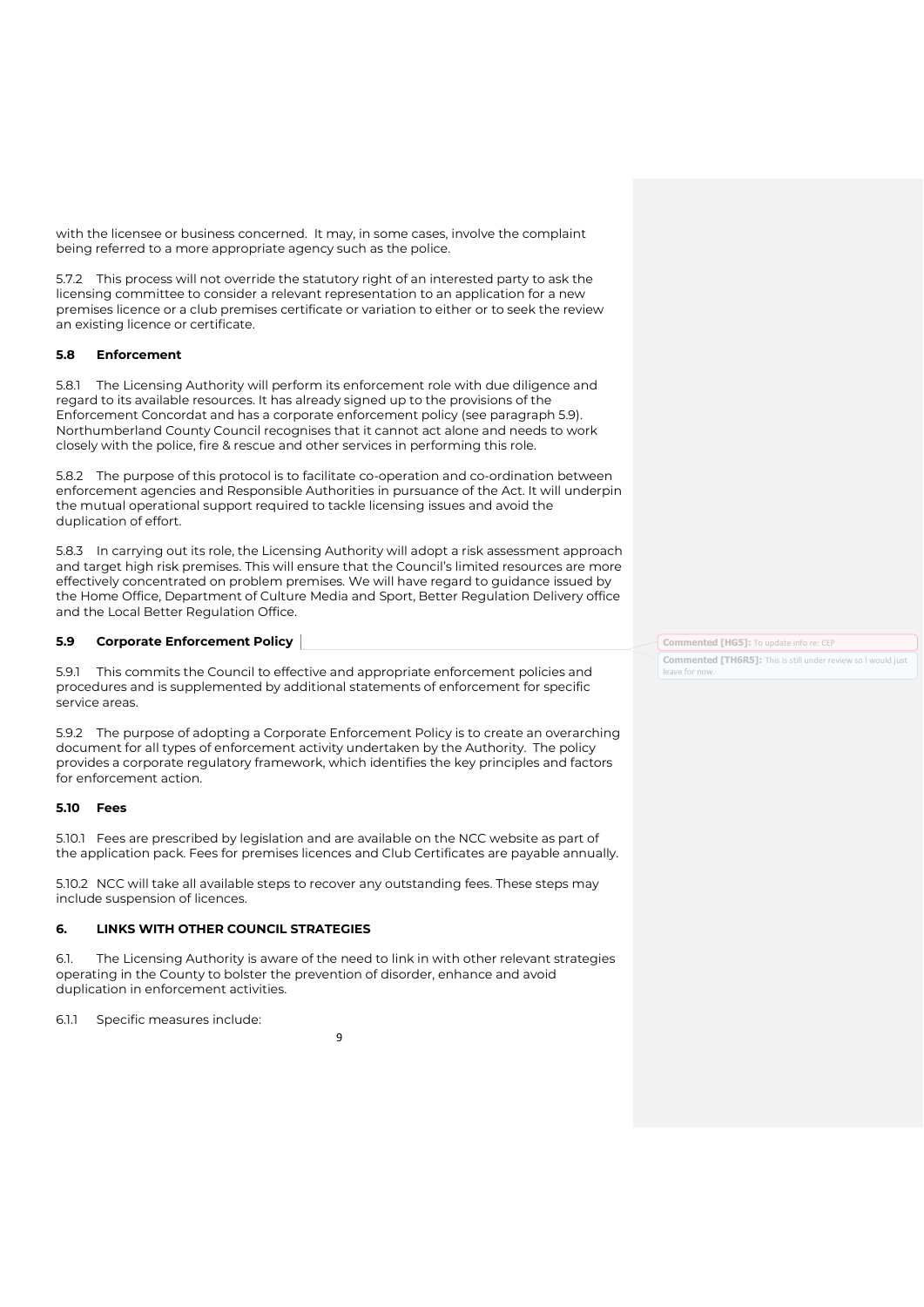with the licensee or business concerned. It may, in some cases, involve the complaint being referred to a more appropriate agency such as the police.

5.7.2 This process will not override the statutory right of an interested party to ask the licensing committee to consider a relevant representation to an application for a new premises licence or a club premises certificate or variation to either or to seek the review an existing licence or certificate.

### 5.8 Enforcement

5.8.1 The Licensing Authority will perform its enforcement role with due diligence and regard to its available resources. It has already signed up to the provisions of the Enforcement Concordat and has a corporate enforcement policy (see paragraph 5.9). Northumberland County Council recognises that it cannot act alone and needs to work closely with the police, fire & rescue and other services in performing this role.

5.8.2 The purpose of this protocol is to facilitate co-operation and co-ordination between enforcement agencies and Responsible Authorities in pursuance of the Act. It will underpin the mutual operational support required to tackle licensing issues and avoid the duplication of effort.

5.8.3 In carrying out its role, the Licensing Authority will adopt a risk assessment approach and target high risk premises. This will ensure that the Council's limited resources are more effectively concentrated on problem premises. We will have regard to guidance issued by the Home Office, Department of Culture Media and Sport, Better Regulation Delivery office and the Local Better Regulation Office.

### 5.9 Corporate Enforcement Policy

5.9.1 This commits the Council to effective and appropriate enforcement policies and procedures and is supplemented by additional statements of enforcement for specific service areas.

5.9.2 The purpose of adopting a Corporate Enforcement Policy is to create an overarching document for all types of enforcement activity undertaken by the Authority. The policy provides a corporate regulatory framework, which identifies the key principles and factors for enforcement action.

### 5.10 Fees

5.10.1 Fees are prescribed by legislation and are available on the NCC website as part of the application pack. Fees for premises licences and Club Certificates are payable annually.

5.10.2 NCC will take all available steps to recover any outstanding fees. These steps may include suspension of licences.

## 6. LINKS WITH OTHER COUNCIL STRATEGIES

6.1. The Licensing Authority is aware of the need to link in with other relevant strategies operating in the County to bolster the prevention of disorder, enhance and avoid duplication in enforcement activities.

6.1.1 Specific measures include: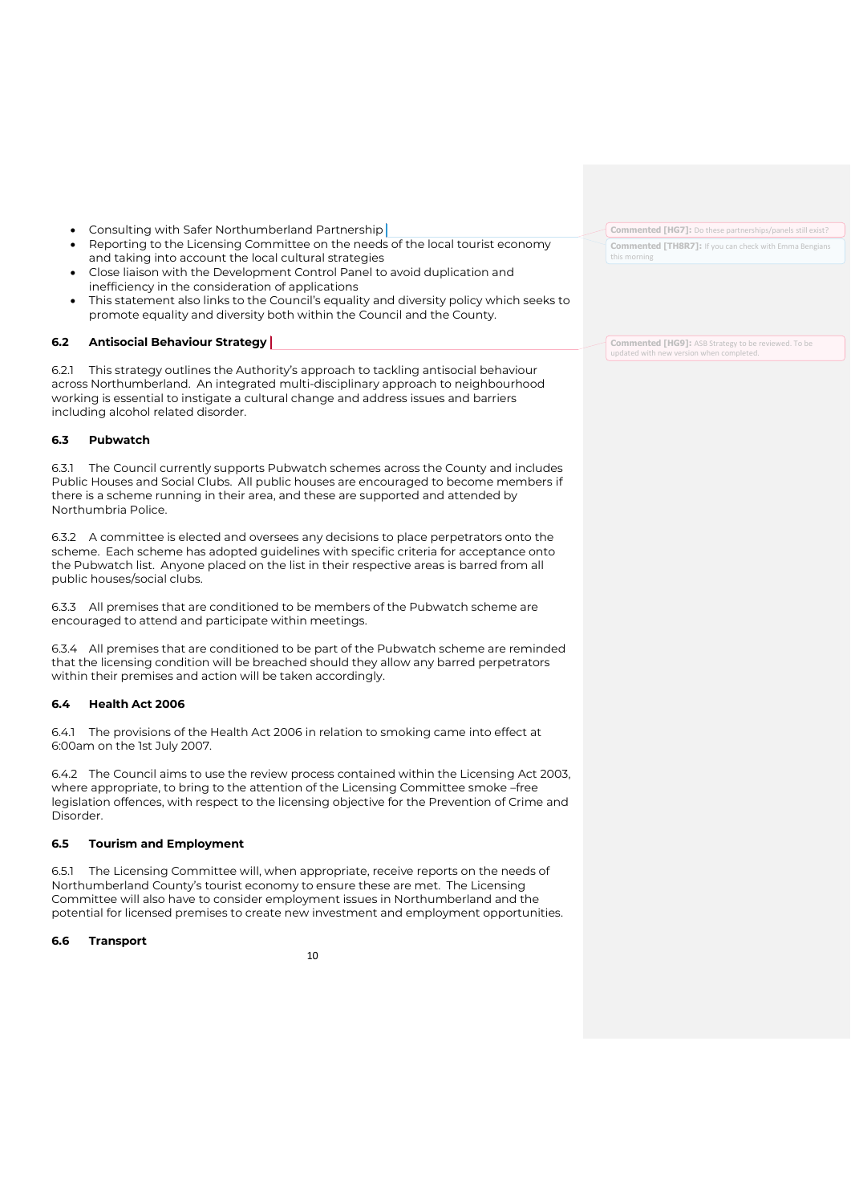- Consulting with Safer Northumberland Partnership
- Reporting to the Licensing Committee on the needs of the local tourist economy and taking into account the local cultural strategies
- Close liaison with the Development Control Panel to avoid duplication and inefficiency in the consideration of applications
- This statement also links to the Council's equality and diversity policy which seeks to promote equality and diversity both within the Council and the County.

### 6.2 Antisocial Behaviour Strategy

6.2.1 This strategy outlines the Authority's approach to tackling antisocial behaviour across Northumberland. An integrated multi-disciplinary approach to neighbourhood working is essential to instigate a cultural change and address issues and barriers including alcohol related disorder.

### 6.3 Pubwatch

6.3.1 The Council currently supports Pubwatch schemes across the County and includes Public Houses and Social Clubs. All public houses are encouraged to become members if there is a scheme running in their area, and these are supported and attended by Northumbria Police.

6.3.2 A committee is elected and oversees any decisions to place perpetrators onto the scheme. Each scheme has adopted guidelines with specific criteria for acceptance onto the Pubwatch list. Anyone placed on the list in their respective areas is barred from all public houses/social clubs.

6.3.3 All premises that are conditioned to be members of the Pubwatch scheme are encouraged to attend and participate within meetings.

6.3.4 All premises that are conditioned to be part of the Pubwatch scheme are reminded that the licensing condition will be breached should they allow any barred perpetrators within their premises and action will be taken accordingly.

### 6.4 Health Act 2006

6.4.1 The provisions of the Health Act 2006 in relation to smoking came into effect at 6:00am on the 1st July 2007.

6.4.2 The Council aims to use the review process contained within the Licensing Act 2003, where appropriate, to bring to the attention of the Licensing Committee smoke –free legislation offences, with respect to the licensing objective for the Prevention of Crime and Disorder.

### 6.5 Tourism and Employment

6.5.1 The Licensing Committee will, when appropriate, receive reports on the needs of Northumberland County's tourist economy to ensure these are met. The Licensing Committee will also have to consider employment issues in Northumberland and the potential for licensed premises to create new investment and employment opportunities.

### 6.6 Transport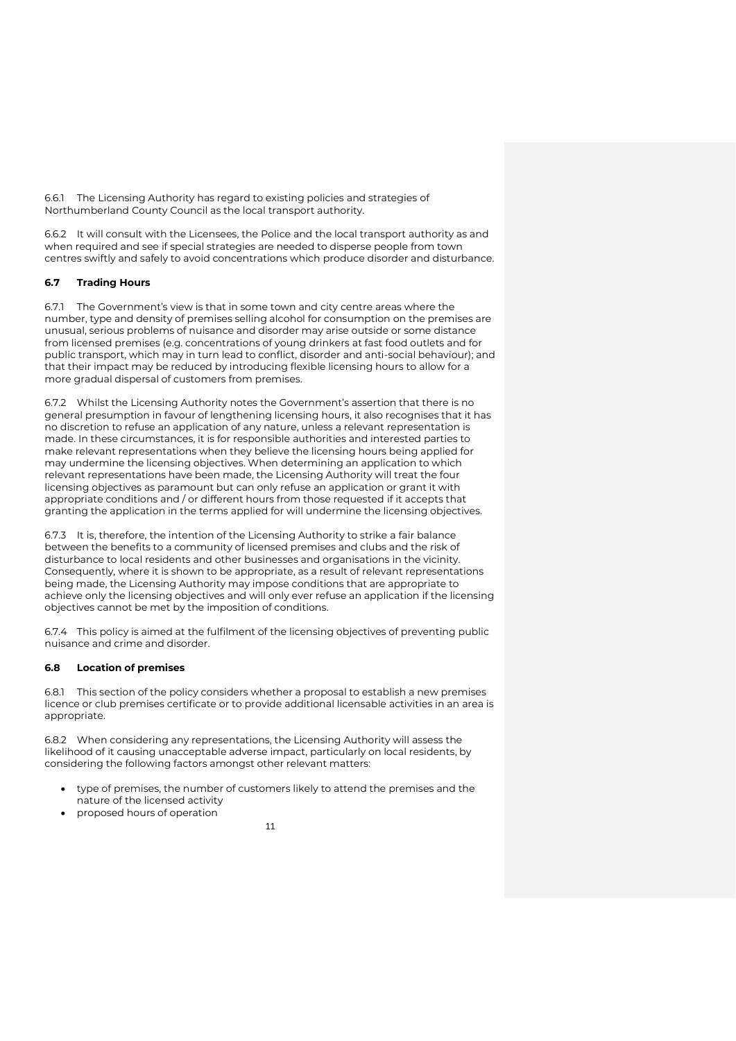6.6.1 The Licensing Authority has regard to existing policies and strategies of Northumberland County Council as the local transport authority.

6.6.2 It will consult with the Licensees, the Police and the local transport authority as and when required and see if special strategies are needed to disperse people from town centres swiftly and safely to avoid concentrations which produce disorder and disturbance.

### 6.7 Trading Hours

6.7.1 The Government's view is that in some town and city centre areas where the number, type and density of premises selling alcohol for consumption on the premises are unusual, serious problems of nuisance and disorder may arise outside or some distance from licensed premises (e.g. concentrations of young drinkers at fast food outlets and for public transport, which may in turn lead to conflict, disorder and anti-social behaviour); and that their impact may be reduced by introducing flexible licensing hours to allow for a more gradual dispersal of customers from premises.

6.7.2 Whilst the Licensing Authority notes the Government's assertion that there is no general presumption in favour of lengthening licensing hours, it also recognises that it has no discretion to refuse an application of any nature, unless a relevant representation is made. In these circumstances, it is for responsible authorities and interested parties to make relevant representations when they believe the licensing hours being applied for may undermine the licensing objectives. When determining an application to which relevant representations have been made, the Licensing Authority will treat the four licensing objectives as paramount but can only refuse an application or grant it with appropriate conditions and / or different hours from those requested if it accepts that granting the application in the terms applied for will undermine the licensing objectives.

6.7.3 It is, therefore, the intention of the Licensing Authority to strike a fair balance between the benefits to a community of licensed premises and clubs and the risk of disturbance to local residents and other businesses and organisations in the vicinity. Consequently, where it is shown to be appropriate, as a result of relevant representations being made, the Licensing Authority may impose conditions that are appropriate to achieve only the licensing objectives and will only ever refuse an application if the licensing objectives cannot be met by the imposition of conditions.

6.7.4 This policy is aimed at the fulfilment of the licensing objectives of preventing public nuisance and crime and disorder.

### 6.8 Location of premises

6.8.1 This section of the policy considers whether a proposal to establish a new premises licence or club premises certificate or to provide additional licensable activities in an area is appropriate.

6.8.2 When considering any representations, the Licensing Authority will assess the likelihood of it causing unacceptable adverse impact, particularly on local residents, by considering the following factors amongst other relevant matters:

- type of premises, the number of customers likely to attend the premises and the nature of the licensed activity
- proposed hours of operation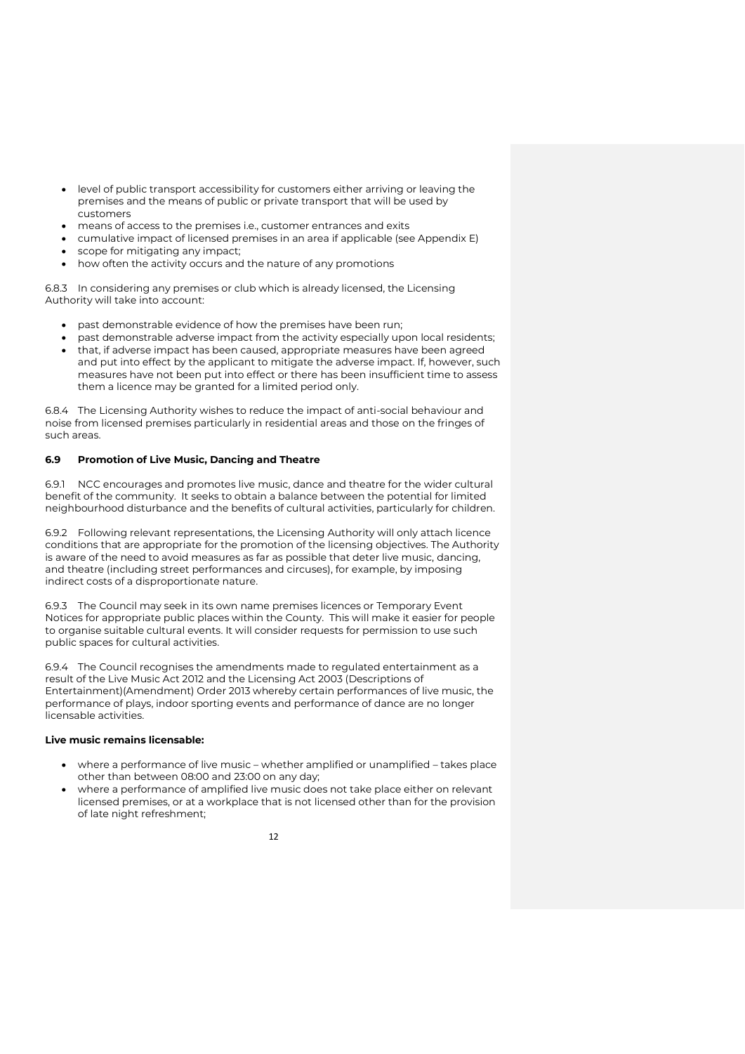- level of public transport accessibility for customers either arriving or leaving the premises and the means of public or private transport that will be used by customers
- means of access to the premises i.e., customer entrances and exits
- cumulative impact of licensed premises in an area if applicable (see Appendix E)
- scope for mitigating any impact;
- how often the activity occurs and the nature of any promotions

6.8.3 In considering any premises or club which is already licensed, the Licensing Authority will take into account:

- past demonstrable evidence of how the premises have been run;
- past demonstrable adverse impact from the activity especially upon local residents;
- that, if adverse impact has been caused, appropriate measures have been agreed and put into effect by the applicant to mitigate the adverse impact. If, however, such measures have not been put into effect or there has been insufficient time to assess them a licence may be granted for a limited period only.

6.8.4 The Licensing Authority wishes to reduce the impact of anti-social behaviour and noise from licensed premises particularly in residential areas and those on the fringes of such areas.

### 6.9 Promotion of Live Music, Dancing and Theatre

6.9.1 NCC encourages and promotes live music, dance and theatre for the wider cultural benefit of the community. It seeks to obtain a balance between the potential for limited neighbourhood disturbance and the benefits of cultural activities, particularly for children.

6.9.2 Following relevant representations, the Licensing Authority will only attach licence conditions that are appropriate for the promotion of the licensing objectives. The Authority is aware of the need to avoid measures as far as possible that deter live music, dancing, and theatre (including street performances and circuses), for example, by imposing indirect costs of a disproportionate nature.

6.9.3 The Council may seek in its own name premises licences or Temporary Event Notices for appropriate public places within the County. This will make it easier for people to organise suitable cultural events. It will consider requests for permission to use such public spaces for cultural activities.

6.9.4 The Council recognises the amendments made to regulated entertainment as a result of the Live Music Act 2012 and the Licensing Act 2003 (Descriptions of Entertainment)(Amendment) Order 2013 whereby certain performances of live music, the performance of plays, indoor sporting events and performance of dance are no longer licensable activities.

**Live music remains licensable:**

- where a performance of live music – whether amplified or unamplified – takes place other than between 08:00 and 23:00 on any day;
- where a performance of amplified live music does not take place either on relevant licensed premises, or at a workplace that is not licensed other than for the provision of late night refreshment;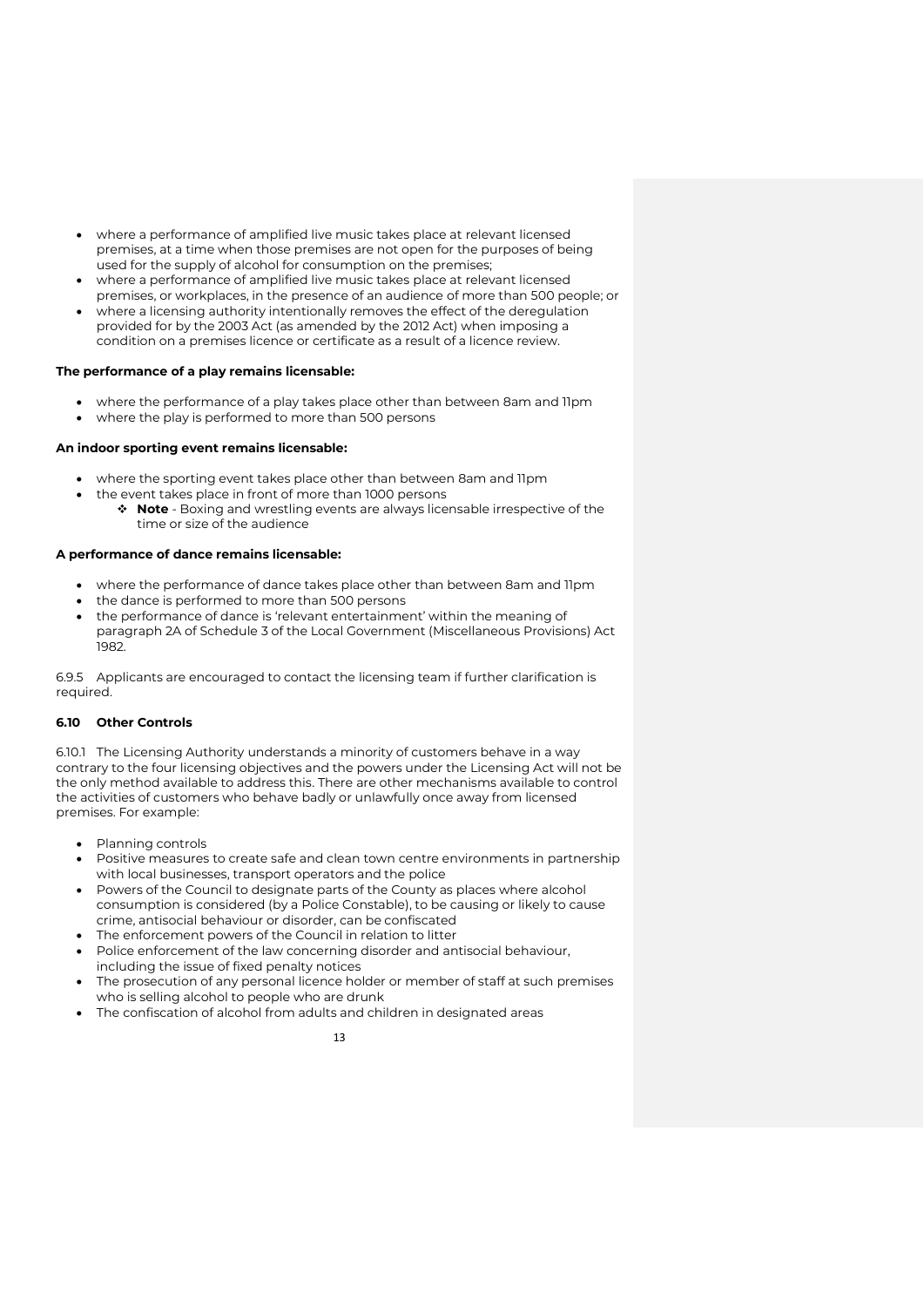- where a performance of amplified live music takes place at relevant licensed premises, at a time when those premises are not open for the purposes of being used for the supply of alcohol for consumption on the premises;
- where a performance of amplified live music takes place at relevant licensed premises, or workplaces, in the presence of an audience of more than 500 people; or
- where a licensing authority intentionally removes the effect of the deregulation provided for by the 2003 Act (as amended by the 2012 Act) when imposing a condition on a premises licence or certificate as a result of a licence review.

**The performance of a play remains licensable:**

- where the performance of a play takes place other than between 8am and 11pm
- where the play is performed to more than 500 persons

**An indoor sporting event remains licensable:**

- where the sporting event takes place other than between 8am and 11pm
- the event takes place in front of more than 1000 persons
  - ❖ **Note** - Boxing and wrestling events are always licensable irrespective of the time or size of the audience

**A performance of dance remains licensable:**

- where the performance of dance takes place other than between 8am and 11pm
- the dance is performed to more than 500 persons
- the performance of dance is 'relevant entertainment' within the meaning of paragraph 2A of Schedule 3 of the Local Government (Miscellaneous Provisions) Act 1982.

6.9.5 Applicants are encouraged to contact the licensing team if further clarification is required.

### 6.10 Other Controls

6.10.1 The Licensing Authority understands a minority of customers behave in a way contrary to the four licensing objectives and the powers under the Licensing Act will not be the only method available to address this. There are other mechanisms available to control the activities of customers who behave badly or unlawfully once away from licensed premises. For example:

- Planning controls
- Positive measures to create safe and clean town centre environments in partnership with local businesses, transport operators and the police
- Powers of the Council to designate parts of the County as places where alcohol consumption is considered (by a Police Constable), to be causing or likely to cause crime, antisocial behaviour or disorder, can be confiscated
- The enforcement powers of the Council in relation to litter
- Police enforcement of the law concerning disorder and antisocial behaviour, including the issue of fixed penalty notices
- The prosecution of any personal licence holder or member of staff at such premises who is selling alcohol to people who are drunk
- The confiscation of alcohol from adults and children in designated areas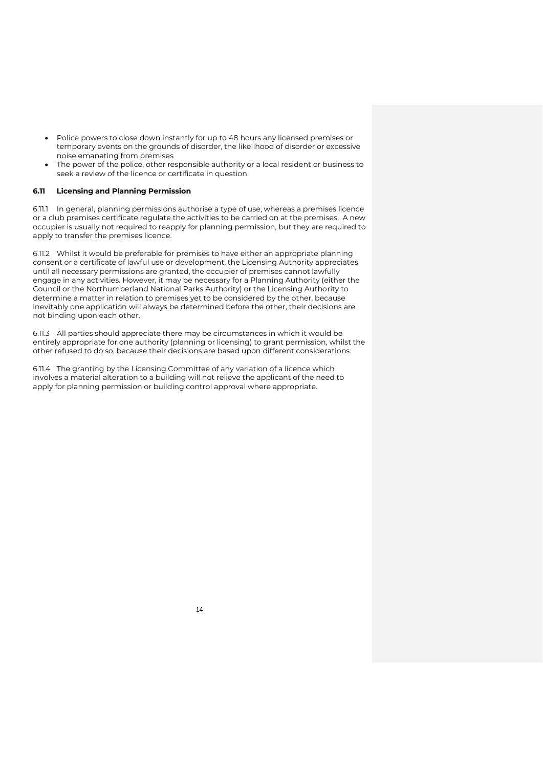- Police powers to close down instantly for up to 48 hours any licensed premises or temporary events on the grounds of disorder, the likelihood of disorder or excessive noise emanating from premises
- The power of the police, other responsible authority or a local resident or business to seek a review of the licence or certificate in question

### 6.11 Licensing and Planning Permission

6.11.1 In general, planning permissions authorise a type of use, whereas a premises licence or a club premises certificate regulate the activities to be carried on at the premises. A new occupier is usually not required to reapply for planning permission, but they are required to apply to transfer the premises licence.

6.11.2 Whilst it would be preferable for premises to have either an appropriate planning consent or a certificate of lawful use or development, the Licensing Authority appreciates until all necessary permissions are granted, the occupier of premises cannot lawfully engage in any activities. However, it may be necessary for a Planning Authority (either the Council or the Northumberland National Parks Authority) or the Licensing Authority to determine a matter in relation to premises yet to be considered by the other, because inevitably one application will always be determined before the other, their decisions are not binding upon each other.

6.11.3 All parties should appreciate there may be circumstances in which it would be entirely appropriate for one authority (planning or licensing) to grant permission, whilst the other refused to do so, because their decisions are based upon different considerations.

6.11.4 The granting by the Licensing Committee of any variation of a licence which involves a material alteration to a building will not relieve the applicant of the need to apply for planning permission or building control approval where appropriate.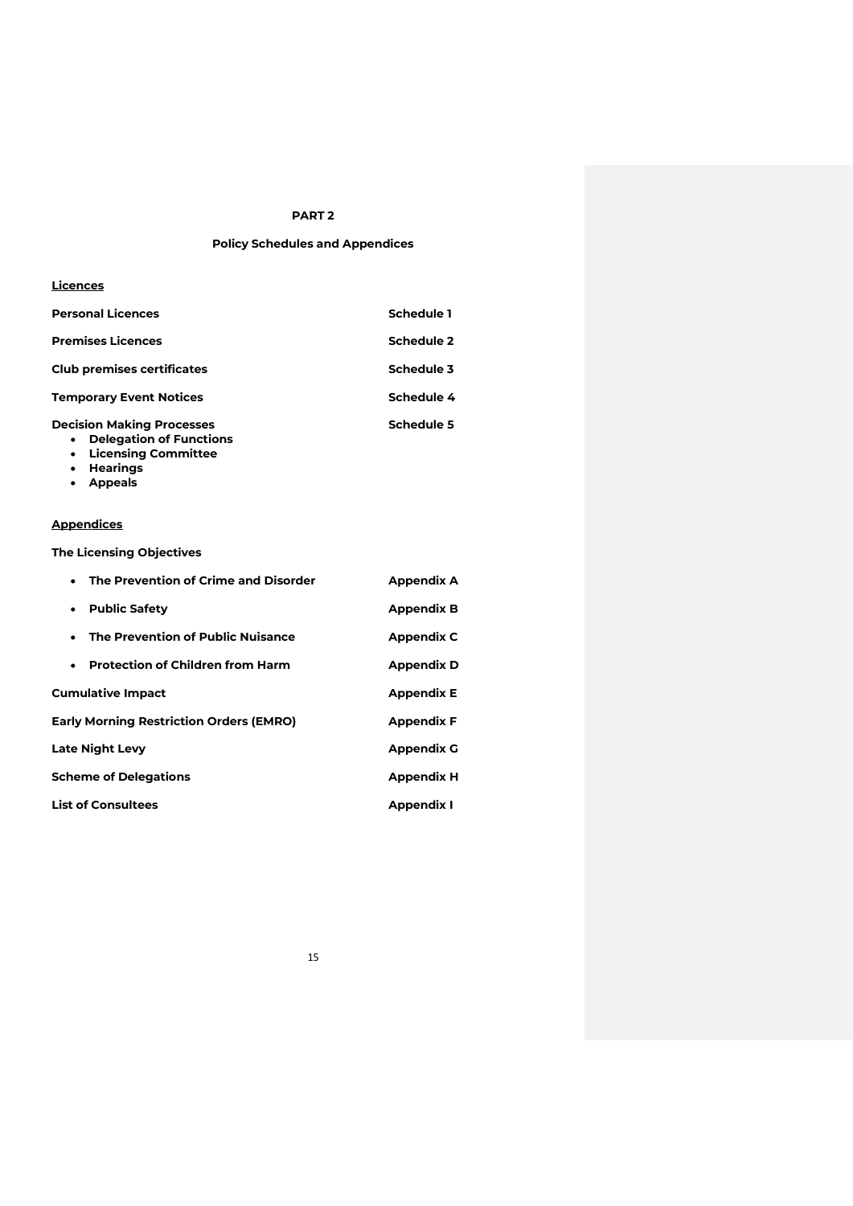## PART 2

### Policy Schedules and Appendices

**<u>Licences</u>**

| | |
|---|---|
| **Personal Licences** | **Schedule 1** |
| **Premises Licences** | **Schedule 2** |
| **Club premises certificates** | **Schedule 3** |
| **Temporary Event Notices** | **Schedule 4** |
| **Decision Making Processes**<br>• **Delegation of Functions**<br>• **Licensing Committee**<br>• **Hearings**<br>• **Appeals** | **Schedule 5** |

**<u>Appendices</u>**

**The Licensing Objectives**

| | |
|---|---|
| • **The Prevention of Crime and Disorder** | **Appendix A** |
| • **Public Safety** | **Appendix B** |
| • **The Prevention of Public Nuisance** | **Appendix C** |
| • **Protection of Children from Harm** | **Appendix D** |
| **Cumulative Impact** | **Appendix E** |
| **Early Morning Restriction Orders (EMRO)** | **Appendix F** |
| **Late Night Levy** | **Appendix G** |
| **Scheme of Delegations** | **Appendix H** |
| **List of Consultees** | **Appendix I** |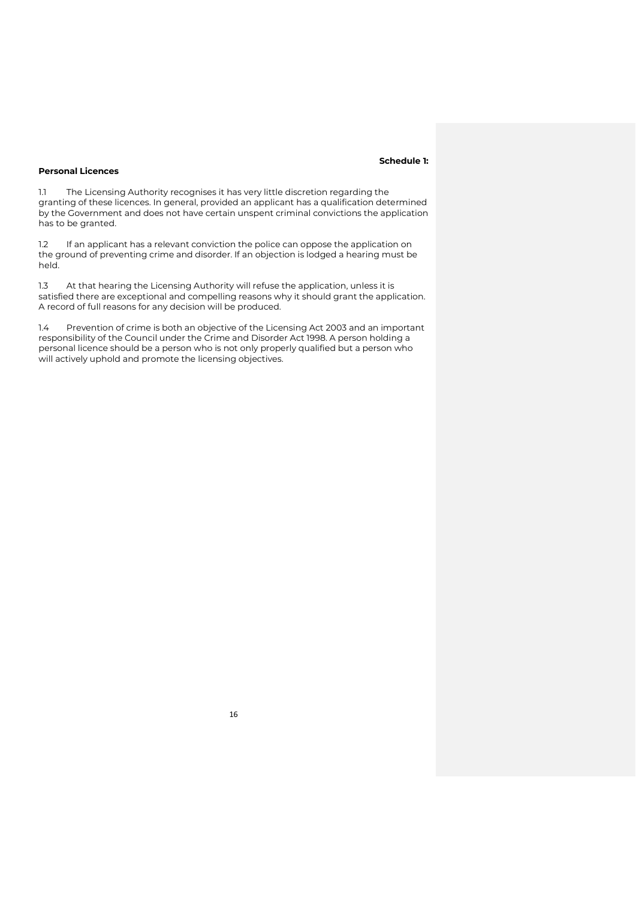**Schedule 1:**

## Personal Licences

1.1 The Licensing Authority recognises it has very little discretion regarding the granting of these licences. In general, provided an applicant has a qualification determined by the Government and does not have certain unspent criminal convictions the application has to be granted.

1.2 If an applicant has a relevant conviction the police can oppose the application on the ground of preventing crime and disorder. If an objection is lodged a hearing must be held.

1.3 At that hearing the Licensing Authority will refuse the application, unless it is satisfied there are exceptional and compelling reasons why it should grant the application. A record of full reasons for any decision will be produced.

1.4 Prevention of crime is both an objective of the Licensing Act 2003 and an important responsibility of the Council under the Crime and Disorder Act 1998. A person holding a personal licence should be a person who is not only properly qualified but a person who will actively uphold and promote the licensing objectives.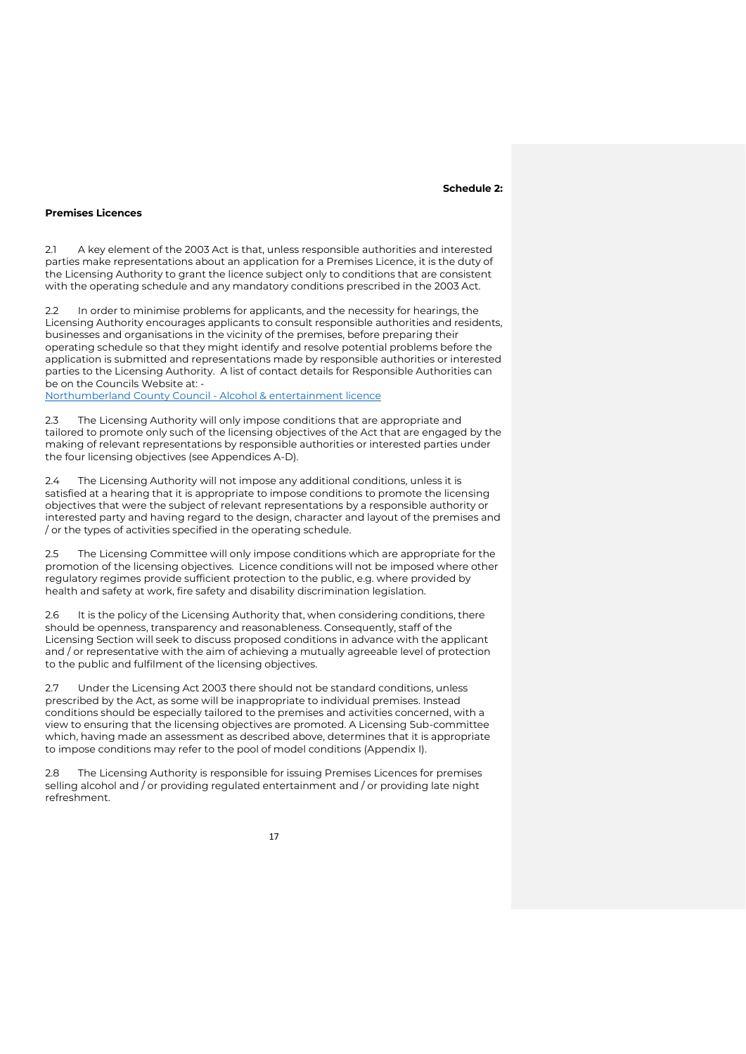**Schedule 2:**

**Premises Licences**

2.1 A key element of the 2003 Act is that, unless responsible authorities and interested parties make representations about an application for a Premises Licence, it is the duty of the Licensing Authority to grant the licence subject only to conditions that are consistent with the operating schedule and any mandatory conditions prescribed in the 2003 Act.

2.2 In order to minimise problems for applicants, and the necessity for hearings, the Licensing Authority encourages applicants to consult responsible authorities and residents, businesses and organisations in the vicinity of the premises, before preparing their operating schedule so that they might identify and resolve potential problems before the application is submitted and representations made by responsible authorities or interested parties to the Licensing Authority. A list of contact details for Responsible Authorities can be on the Councils Website at: -
[Northumberland County Council - Alcohol & entertainment licence]()

2.3 The Licensing Authority will only impose conditions that are appropriate and tailored to promote only such of the licensing objectives of the Act that are engaged by the making of relevant representations by responsible authorities or interested parties under the four licensing objectives (see Appendices A-D).

2.4 The Licensing Authority will not impose any additional conditions, unless it is satisfied at a hearing that it is appropriate to impose conditions to promote the licensing objectives that were the subject of relevant representations by a responsible authority or interested party and having regard to the design, character and layout of the premises and / or the types of activities specified in the operating schedule.

2.5 The Licensing Committee will only impose conditions which are appropriate for the promotion of the licensing objectives. Licence conditions will not be imposed where other regulatory regimes provide sufficient protection to the public, e.g. where provided by health and safety at work, fire safety and disability discrimination legislation.

2.6 It is the policy of the Licensing Authority that, when considering conditions, there should be openness, transparency and reasonableness. Consequently, staff of the Licensing Section will seek to discuss proposed conditions in advance with the applicant and / or representative with the aim of achieving a mutually agreeable level of protection to the public and fulfilment of the licensing objectives.

2.7 Under the Licensing Act 2003 there should not be standard conditions, unless prescribed by the Act, as some will be inappropriate to individual premises. Instead conditions should be especially tailored to the premises and activities concerned, with a view to ensuring that the licensing objectives are promoted. A Licensing Sub-committee which, having made an assessment as described above, determines that it is appropriate to impose conditions may refer to the pool of model conditions (Appendix I).

2.8 The Licensing Authority is responsible for issuing Premises Licences for premises selling alcohol and / or providing regulated entertainment and / or providing late night refreshment.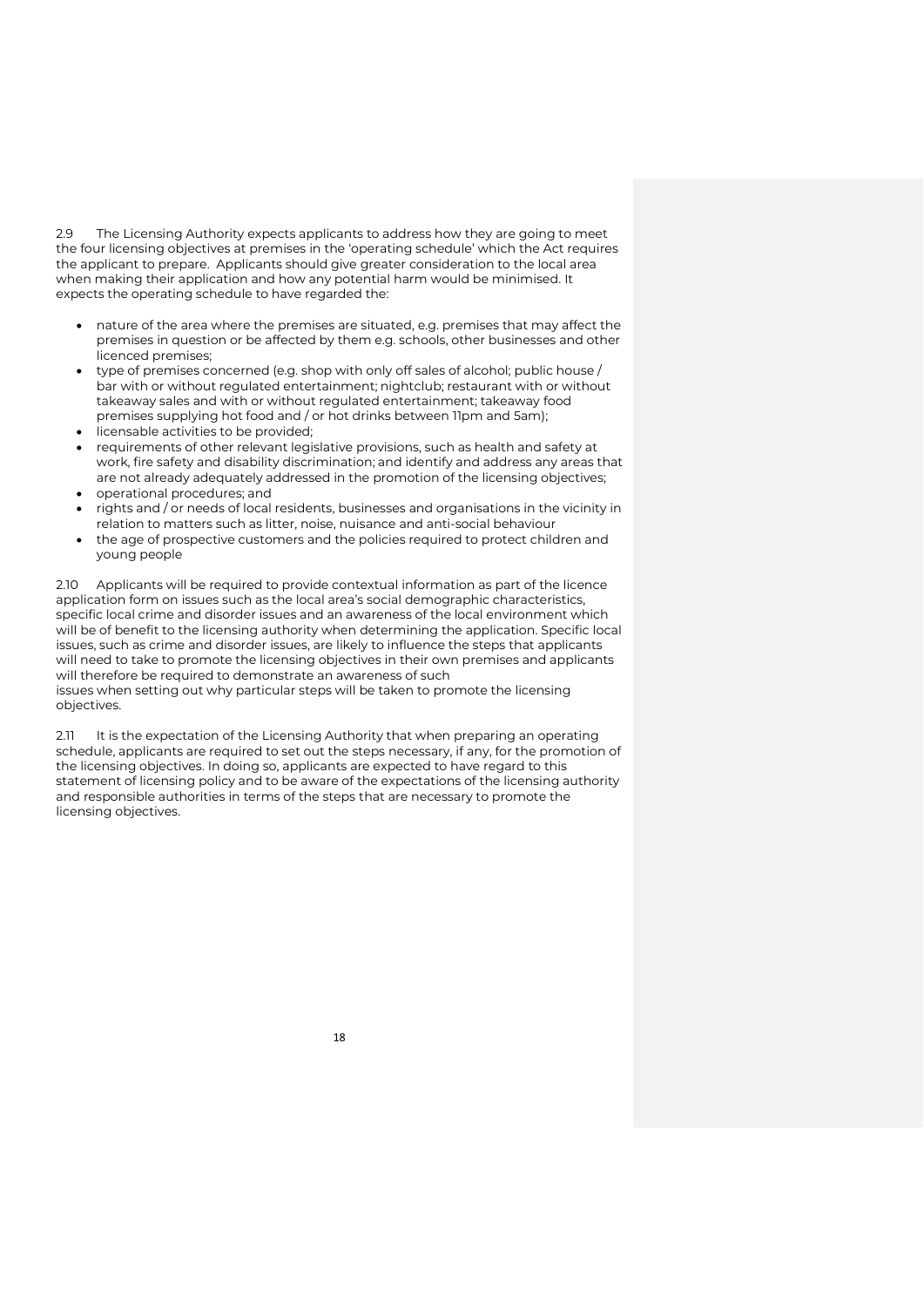2.9 The Licensing Authority expects applicants to address how they are going to meet the four licensing objectives at premises in the 'operating schedule' which the Act requires the applicant to prepare. Applicants should give greater consideration to the local area when making their application and how any potential harm would be minimised. It expects the operating schedule to have regarded the:

- nature of the area where the premises are situated, e.g. premises that may affect the premises in question or be affected by them e.g. schools, other businesses and other licenced premises;
- type of premises concerned (e.g. shop with only off sales of alcohol; public house / bar with or without regulated entertainment; nightclub; restaurant with or without takeaway sales and with or without regulated entertainment; takeaway food premises supplying hot food and / or hot drinks between 11pm and 5am);
- licensable activities to be provided;
- requirements of other relevant legislative provisions, such as health and safety at work, fire safety and disability discrimination; and identify and address any areas that are not already adequately addressed in the promotion of the licensing objectives;
- operational procedures; and
- rights and / or needs of local residents, businesses and organisations in the vicinity in relation to matters such as litter, noise, nuisance and anti-social behaviour
- the age of prospective customers and the policies required to protect children and young people

2.10 Applicants will be required to provide contextual information as part of the licence application form on issues such as the local area's social demographic characteristics, specific local crime and disorder issues and an awareness of the local environment which will be of benefit to the licensing authority when determining the application. Specific local issues, such as crime and disorder issues, are likely to influence the steps that applicants will need to take to promote the licensing objectives in their own premises and applicants will therefore be required to demonstrate an awareness of such issues when setting out why particular steps will be taken to promote the licensing objectives.

2.11 It is the expectation of the Licensing Authority that when preparing an operating schedule, applicants are required to set out the steps necessary, if any, for the promotion of the licensing objectives. In doing so, applicants are expected to have regard to this statement of licensing policy and to be aware of the expectations of the licensing authority and responsible authorities in terms of the steps that are necessary to promote the licensing objectives.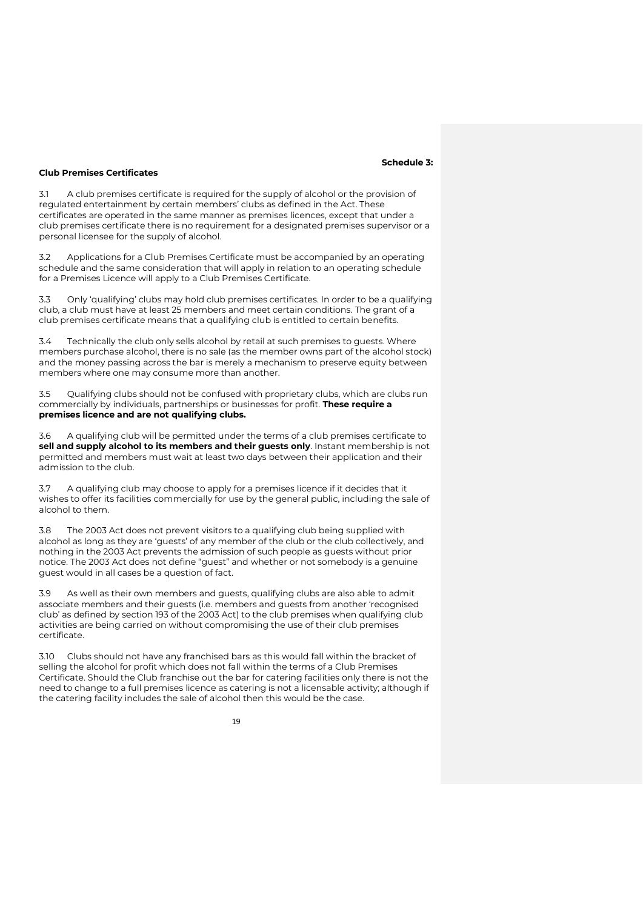## Schedule 3:

## Club Premises Certificates

3.1 A club premises certificate is required for the supply of alcohol or the provision of regulated entertainment by certain members' clubs as defined in the Act. These certificates are operated in the same manner as premises licences, except that under a club premises certificate there is no requirement for a designated premises supervisor or a personal licensee for the supply of alcohol.

3.2 Applications for a Club Premises Certificate must be accompanied by an operating schedule and the same consideration that will apply in relation to an operating schedule for a Premises Licence will apply to a Club Premises Certificate.

3.3 Only 'qualifying' clubs may hold club premises certificates. In order to be a qualifying club, a club must have at least 25 members and meet certain conditions. The grant of a club premises certificate means that a qualifying club is entitled to certain benefits.

3.4 Technically the club only sells alcohol by retail at such premises to guests. Where members purchase alcohol, there is no sale (as the member owns part of the alcohol stock) and the money passing across the bar is merely a mechanism to preserve equity between members where one may consume more than another.

3.5 Qualifying clubs should not be confused with proprietary clubs, which are clubs run commercially by individuals, partnerships or businesses for profit. **These require a premises licence and are not qualifying clubs.**

3.6 A qualifying club will be permitted under the terms of a club premises certificate to **sell and supply alcohol to its members and their guests only**. Instant membership is not permitted and members must wait at least two days between their application and their admission to the club.

3.7 A qualifying club may choose to apply for a premises licence if it decides that it wishes to offer its facilities commercially for use by the general public, including the sale of alcohol to them.

3.8 The 2003 Act does not prevent visitors to a qualifying club being supplied with alcohol as long as they are 'guests' of any member of the club or the club collectively, and nothing in the 2003 Act prevents the admission of such people as guests without prior notice. The 2003 Act does not define "guest" and whether or not somebody is a genuine guest would in all cases be a question of fact.

3.9 As well as their own members and guests, qualifying clubs are also able to admit associate members and their guests (i.e. members and guests from another 'recognised club' as defined by section 193 of the 2003 Act) to the club premises when qualifying club activities are being carried on without compromising the use of their club premises certificate.

3.10 Clubs should not have any franchised bars as this would fall within the bracket of selling the alcohol for profit which does not fall within the terms of a Club Premises Certificate. Should the Club franchise out the bar for catering facilities only there is not the need to change to a full premises licence as catering is not a licensable activity; although if the catering facility includes the sale of alcohol then this would be the case.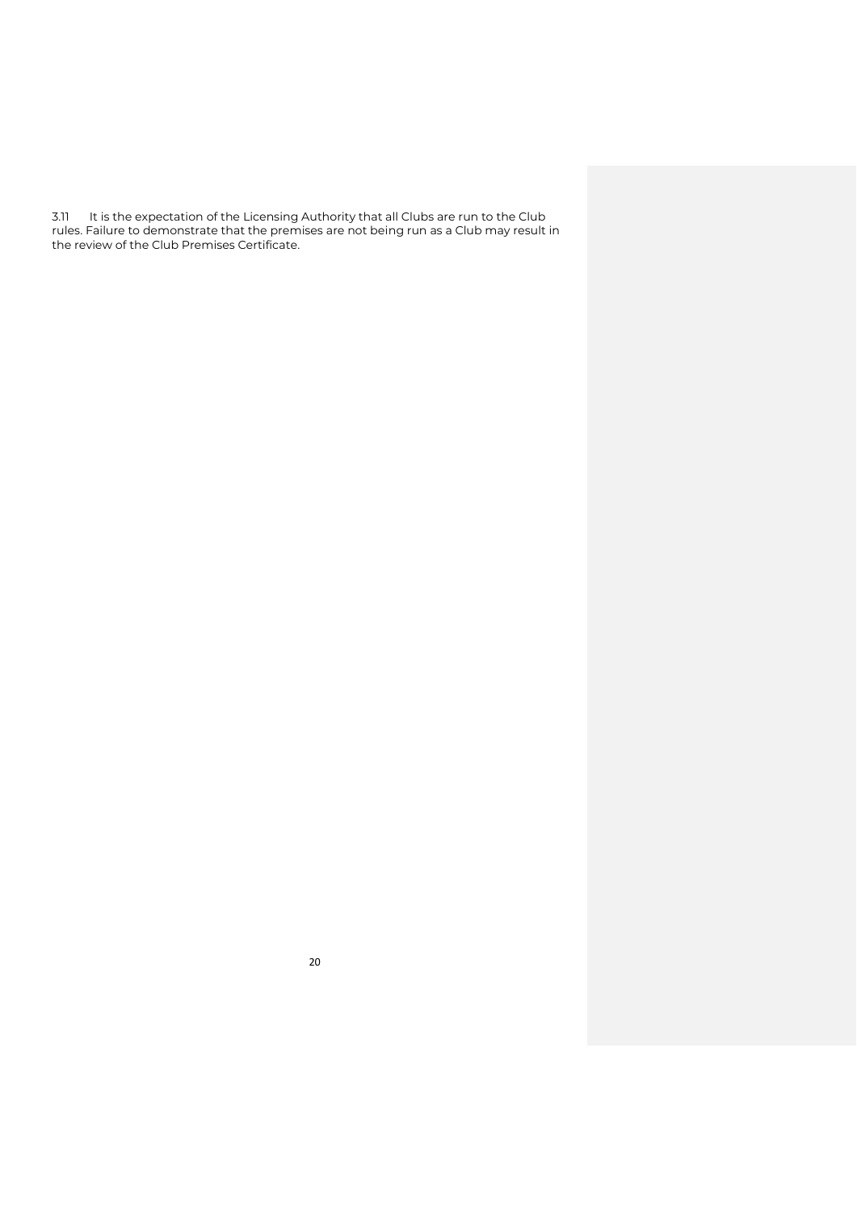3.11 It is the expectation of the Licensing Authority that all Clubs are run to the Club rules. Failure to demonstrate that the premises are not being run as a Club may result in the review of the Club Premises Certificate.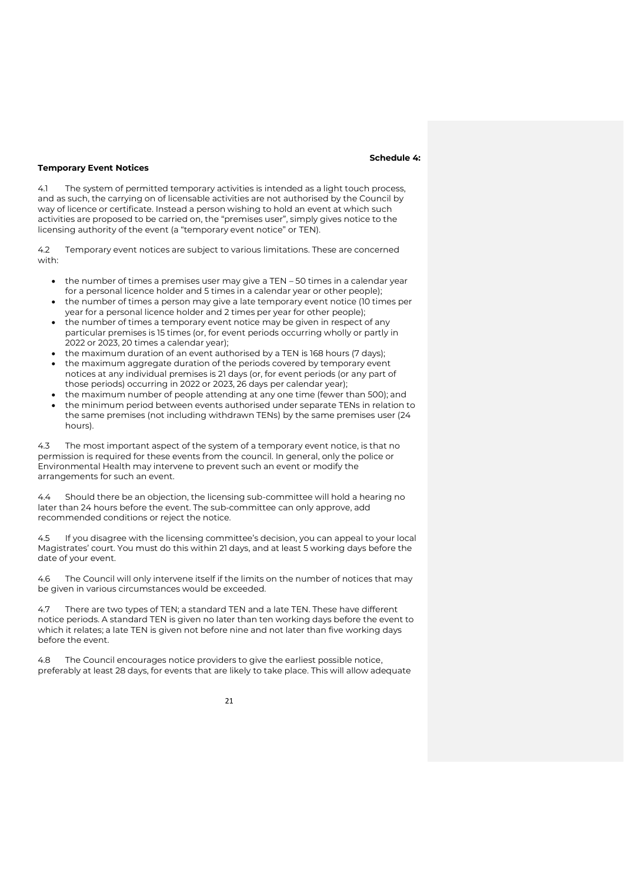**Schedule 4:**

**Temporary Event Notices**

4.1 The system of permitted temporary activities is intended as a light touch process, and as such, the carrying on of licensable activities are not authorised by the Council by way of licence or certificate. Instead a person wishing to hold an event at which such activities are proposed to be carried on, the "premises user", simply gives notice to the licensing authority of the event (a "temporary event notice" or TEN).

4.2 Temporary event notices are subject to various limitations. These are concerned with:

- the number of times a premises user may give a TEN – 50 times in a calendar year for a personal licence holder and 5 times in a calendar year or other people);
- the number of times a person may give a late temporary event notice (10 times per year for a personal licence holder and 2 times per year for other people);
- the number of times a temporary event notice may be given in respect of any particular premises is 15 times (or, for event periods occurring wholly or partly in 2022 or 2023, 20 times a calendar year);
- the maximum duration of an event authorised by a TEN is 168 hours (7 days);
- the maximum aggregate duration of the periods covered by temporary event notices at any individual premises is 21 days (or, for event periods (or any part of those periods) occurring in 2022 or 2023, 26 days per calendar year);
- the maximum number of people attending at any one time (fewer than 500); and
- the minimum period between events authorised under separate TENs in relation to the same premises (not including withdrawn TENs) by the same premises user (24 hours).

4.3 The most important aspect of the system of a temporary event notice, is that no permission is required for these events from the council. In general, only the police or Environmental Health may intervene to prevent such an event or modify the arrangements for such an event.

4.4 Should there be an objection, the licensing sub-committee will hold a hearing no later than 24 hours before the event. The sub-committee can only approve, add recommended conditions or reject the notice.

4.5 If you disagree with the licensing committee's decision, you can appeal to your local Magistrates' court. You must do this within 21 days, and at least 5 working days before the date of your event.

4.6 The Council will only intervene itself if the limits on the number of notices that may be given in various circumstances would be exceeded.

4.7 There are two types of TEN; a standard TEN and a late TEN. These have different notice periods. A standard TEN is given no later than ten working days before the event to which it relates; a late TEN is given not before nine and not later than five working days before the event.

4.8 The Council encourages notice providers to give the earliest possible notice, preferably at least 28 days, for events that are likely to take place. This will allow adequate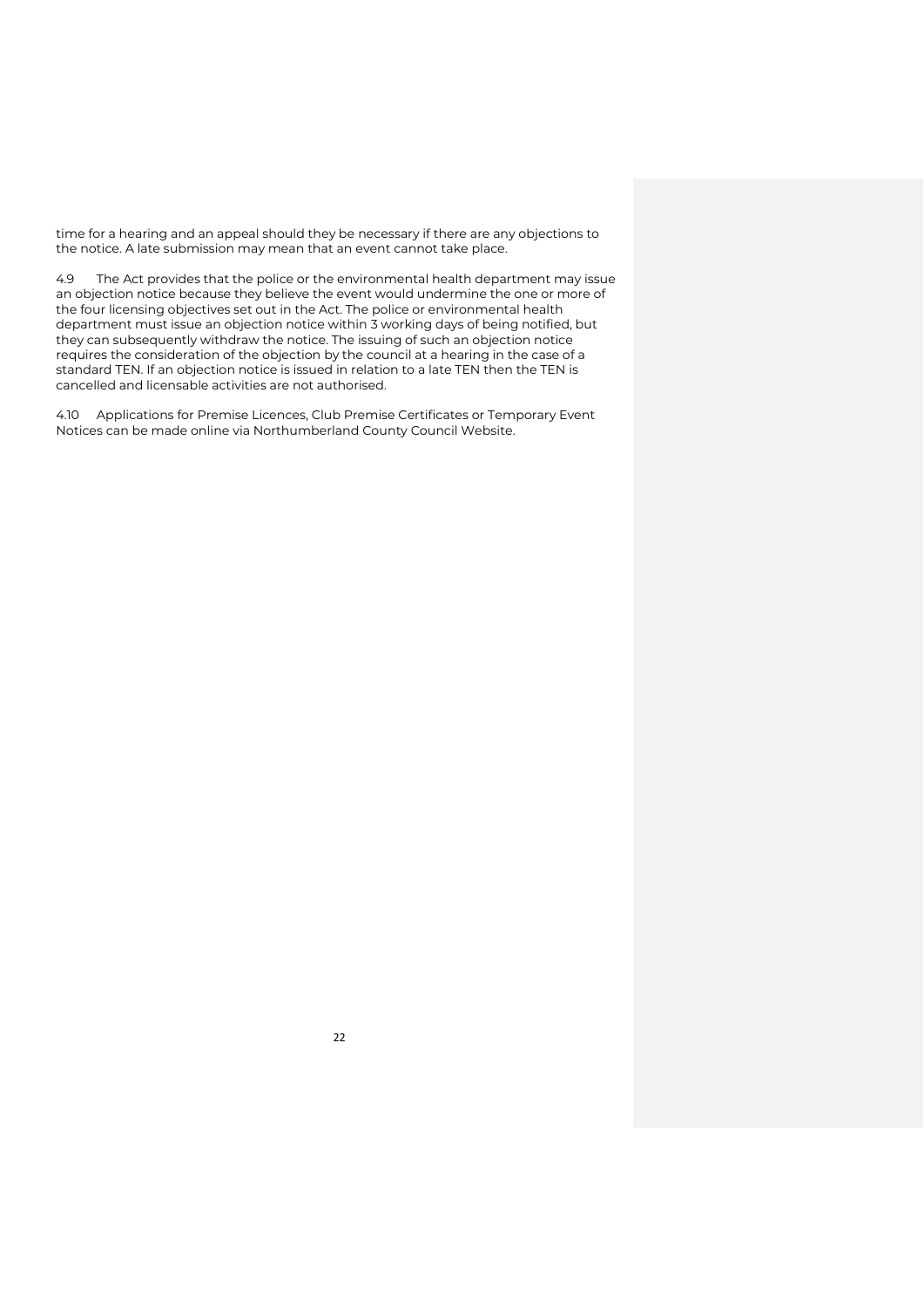time for a hearing and an appeal should they be necessary if there are any objections to the notice. A late submission may mean that an event cannot take place.

4.9 The Act provides that the police or the environmental health department may issue an objection notice because they believe the event would undermine the one or more of the four licensing objectives set out in the Act. The police or environmental health department must issue an objection notice within 3 working days of being notified, but they can subsequently withdraw the notice. The issuing of such an objection notice requires the consideration of the objection by the council at a hearing in the case of a standard TEN. If an objection notice is issued in relation to a late TEN then the TEN is cancelled and licensable activities are not authorised.

4.10 Applications for Premise Licences, Club Premise Certificates or Temporary Event Notices can be made online via Northumberland County Council Website.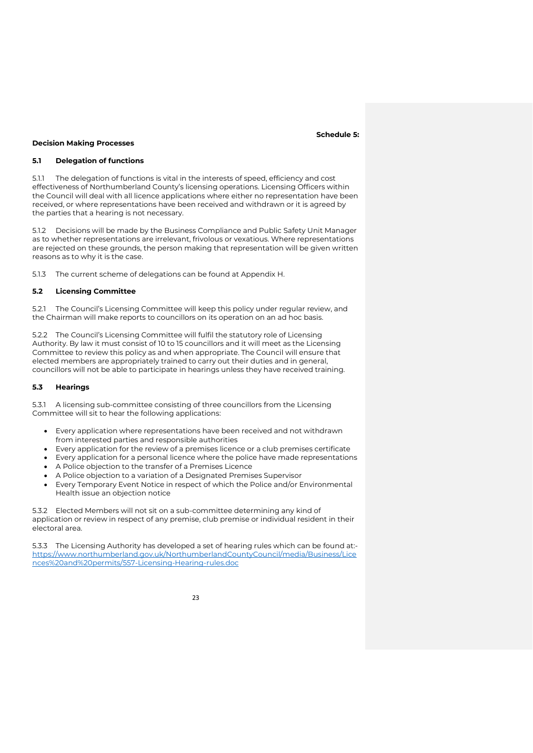**Schedule 5:**

## Decision Making Processes

### 5.1 Delegation of functions

5.1.1 The delegation of functions is vital in the interests of speed, efficiency and cost effectiveness of Northumberland County's licensing operations. Licensing Officers within the Council will deal with all licence applications where either no representation have been received, or where representations have been received and withdrawn or it is agreed by the parties that a hearing is not necessary.

5.1.2 Decisions will be made by the Business Compliance and Public Safety Unit Manager as to whether representations are irrelevant, frivolous or vexatious. Where representations are rejected on these grounds, the person making that representation will be given written reasons as to why it is the case.

5.1.3 The current scheme of delegations can be found at Appendix H.

### 5.2 Licensing Committee

5.2.1 The Council's Licensing Committee will keep this policy under regular review, and the Chairman will make reports to councillors on its operation on an ad hoc basis.

5.2.2 The Council's Licensing Committee will fulfil the statutory role of Licensing Authority. By law it must consist of 10 to 15 councillors and it will meet as the Licensing Committee to review this policy as and when appropriate. The Council will ensure that elected members are appropriately trained to carry out their duties and in general, councillors will not be able to participate in hearings unless they have received training.

### 5.3 Hearings

5.3.1 A licensing sub-committee consisting of three councillors from the Licensing Committee will sit to hear the following applications:

- Every application where representations have been received and not withdrawn from interested parties and responsible authorities
- Every application for the review of a premises licence or a club premises certificate
- Every application for a personal licence where the police have made representations
- A Police objection to the transfer of a Premises Licence
- A Police objection to a variation of a Designated Premises Supervisor
- Every Temporary Event Notice in respect of which the Police and/or Environmental Health issue an objection notice

5.3.2 Elected Members will not sit on a sub-committee determining any kind of application or review in respect of any premise, club premise or individual resident in their electoral area.

5.3.3 The Licensing Authority has developed a set of hearing rules which can be found at:- https://www.northumberland.gov.uk/NorthumberlandCountyCouncil/media/Business/Licences%20and%20permits/557-Licensing-Hearing-rules.doc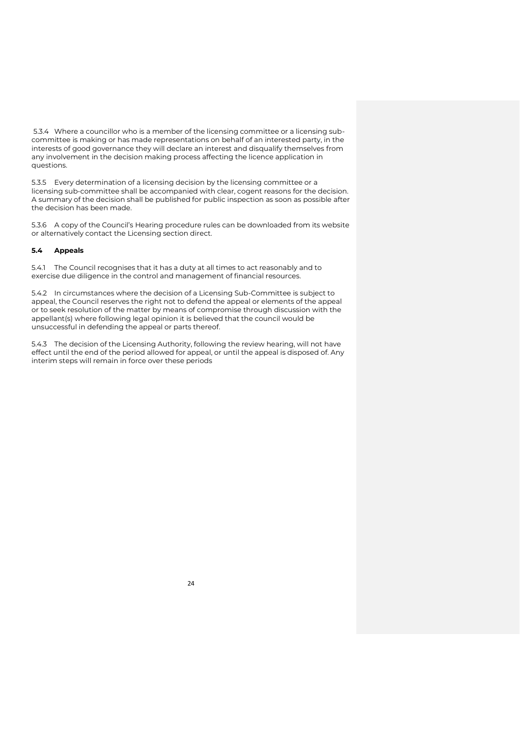5.3.4 Where a councillor who is a member of the licensing committee or a licensing sub-committee is making or has made representations on behalf of an interested party, in the interests of good governance they will declare an interest and disqualify themselves from any involvement in the decision making process affecting the licence application in questions.

5.3.5 Every determination of a licensing decision by the licensing committee or a licensing sub-committee shall be accompanied with clear, cogent reasons for the decision. A summary of the decision shall be published for public inspection as soon as possible after the decision has been made.

5.3.6 A copy of the Council's Hearing procedure rules can be downloaded from its website or alternatively contact the Licensing section direct.

### 5.4 Appeals

5.4.1 The Council recognises that it has a duty at all times to act reasonably and to exercise due diligence in the control and management of financial resources.

5.4.2 In circumstances where the decision of a Licensing Sub-Committee is subject to appeal, the Council reserves the right not to defend the appeal or elements of the appeal or to seek resolution of the matter by means of compromise through discussion with the appellant(s) where following legal opinion it is believed that the council would be unsuccessful in defending the appeal or parts thereof.

5.4.3 The decision of the Licensing Authority, following the review hearing, will not have effect until the end of the period allowed for appeal, or until the appeal is disposed of. Any interim steps will remain in force over these periods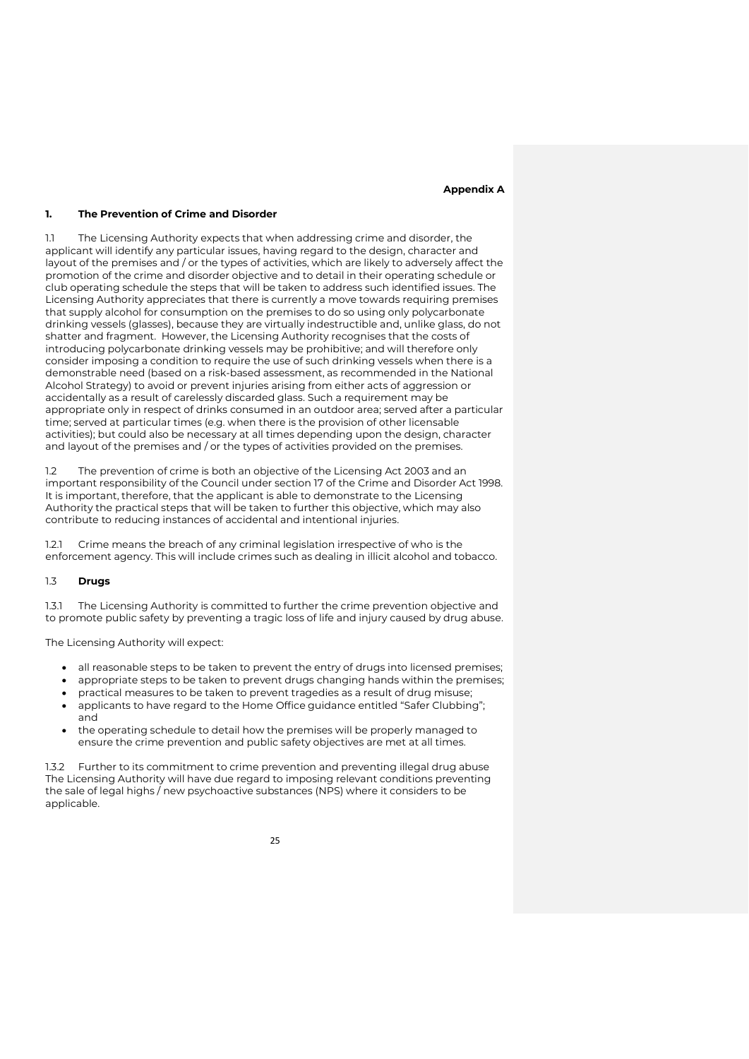**Appendix A**

## 1. The Prevention of Crime and Disorder

1.1 The Licensing Authority expects that when addressing crime and disorder, the applicant will identify any particular issues, having regard to the design, character and layout of the premises and / or the types of activities, which are likely to adversely affect the promotion of the crime and disorder objective and to detail in their operating schedule or club operating schedule the steps that will be taken to address such identified issues. The Licensing Authority appreciates that there is currently a move towards requiring premises that supply alcohol for consumption on the premises to do so using only polycarbonate drinking vessels (glasses), because they are virtually indestructible and, unlike glass, do not shatter and fragment. However, the Licensing Authority recognises that the costs of introducing polycarbonate drinking vessels may be prohibitive; and will therefore only consider imposing a condition to require the use of such drinking vessels when there is a demonstrable need (based on a risk-based assessment, as recommended in the National Alcohol Strategy) to avoid or prevent injuries arising from either acts of aggression or accidentally as a result of carelessly discarded glass. Such a requirement may be appropriate only in respect of drinks consumed in an outdoor area; served after a particular time; served at particular times (e.g. when there is the provision of other licensable activities); but could also be necessary at all times depending upon the design, character and layout of the premises and / or the types of activities provided on the premises.

1.2 The prevention of crime is both an objective of the Licensing Act 2003 and an important responsibility of the Council under section 17 of the Crime and Disorder Act 1998. It is important, therefore, that the applicant is able to demonstrate to the Licensing Authority the practical steps that will be taken to further this objective, which may also contribute to reducing instances of accidental and intentional injuries.

1.2.1 Crime means the breach of any criminal legislation irrespective of who is the enforcement agency. This will include crimes such as dealing in illicit alcohol and tobacco.

### 1.3 Drugs

1.3.1 The Licensing Authority is committed to further the crime prevention objective and to promote public safety by preventing a tragic loss of life and injury caused by drug abuse.

The Licensing Authority will expect:

- all reasonable steps to be taken to prevent the entry of drugs into licensed premises;
- appropriate steps to be taken to prevent drugs changing hands within the premises;
- practical measures to be taken to prevent tragedies as a result of drug misuse;
- applicants to have regard to the Home Office guidance entitled "Safer Clubbing"; and
- the operating schedule to detail how the premises will be properly managed to ensure the crime prevention and public safety objectives are met at all times.

1.3.2 Further to its commitment to crime prevention and preventing illegal drug abuse The Licensing Authority will have due regard to imposing relevant conditions preventing the sale of legal highs / new psychoactive substances (NPS) where it considers to be applicable.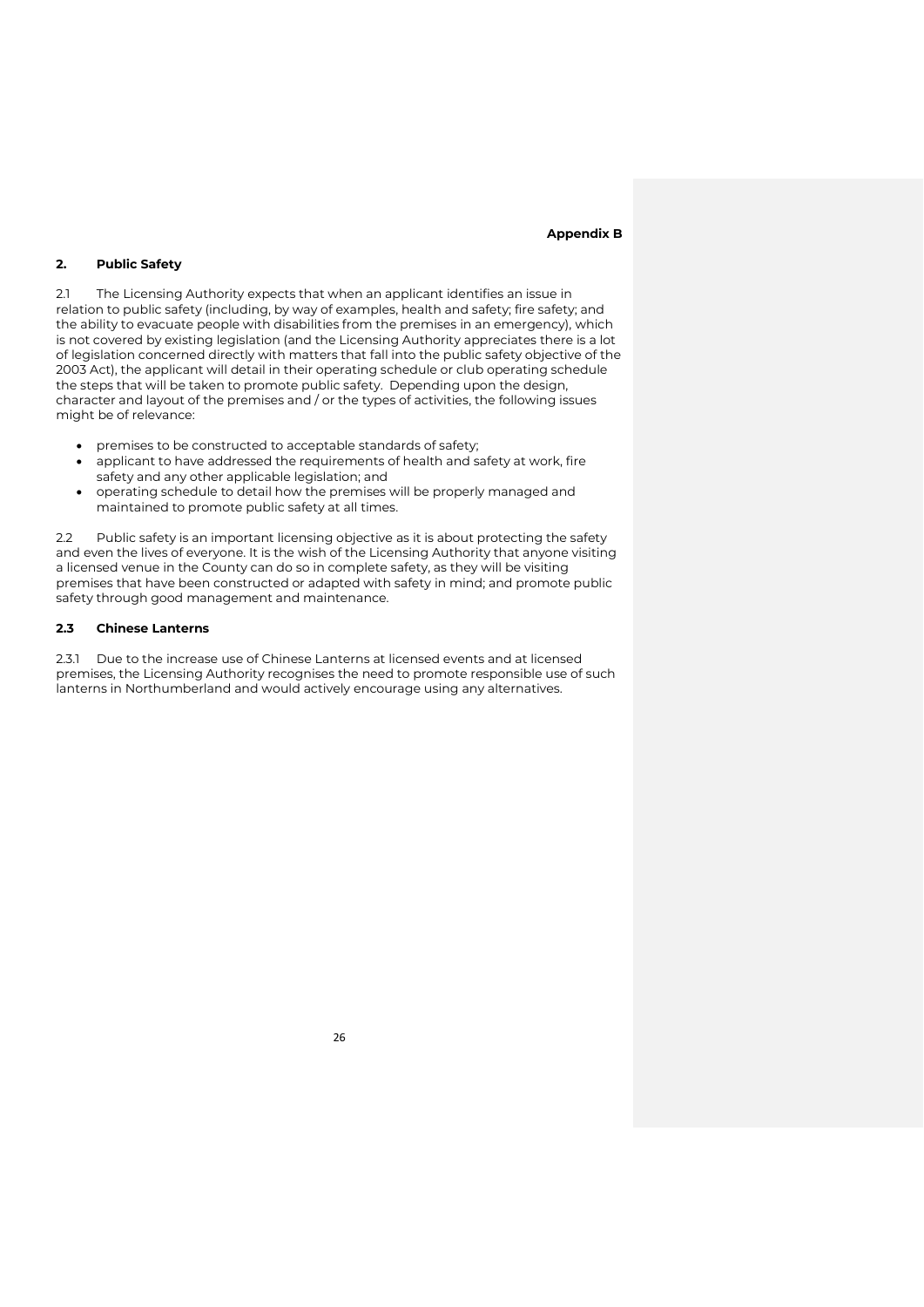**Appendix B**

## 2. Public Safety

2.1 The Licensing Authority expects that when an applicant identifies an issue in relation to public safety (including, by way of examples, health and safety; fire safety; and the ability to evacuate people with disabilities from the premises in an emergency), which is not covered by existing legislation (and the Licensing Authority appreciates there is a lot of legislation concerned directly with matters that fall into the public safety objective of the 2003 Act), the applicant will detail in their operating schedule or club operating schedule the steps that will be taken to promote public safety. Depending upon the design, character and layout of the premises and / or the types of activities, the following issues might be of relevance:

- premises to be constructed to acceptable standards of safety;
- applicant to have addressed the requirements of health and safety at work, fire safety and any other applicable legislation; and
- operating schedule to detail how the premises will be properly managed and maintained to promote public safety at all times.

2.2 Public safety is an important licensing objective as it is about protecting the safety and even the lives of everyone. It is the wish of the Licensing Authority that anyone visiting a licensed venue in the County can do so in complete safety, as they will be visiting premises that have been constructed or adapted with safety in mind; and promote public safety through good management and maintenance.

### 2.3 Chinese Lanterns

2.3.1 Due to the increase use of Chinese Lanterns at licensed events and at licensed premises, the Licensing Authority recognises the need to promote responsible use of such lanterns in Northumberland and would actively encourage using any alternatives.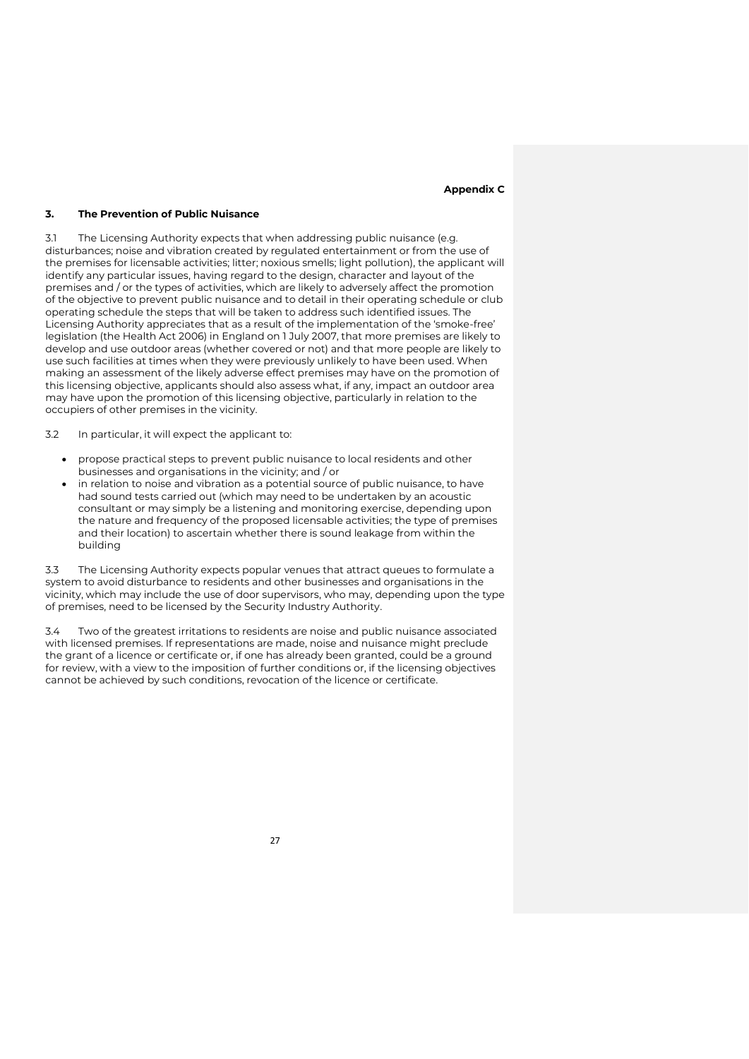**Appendix C**

## 3. The Prevention of Public Nuisance

3.1 The Licensing Authority expects that when addressing public nuisance (e.g. disturbances; noise and vibration created by regulated entertainment or from the use of the premises for licensable activities; litter; noxious smells; light pollution), the applicant will identify any particular issues, having regard to the design, character and layout of the premises and / or the types of activities, which are likely to adversely affect the promotion of the objective to prevent public nuisance and to detail in their operating schedule or club operating schedule the steps that will be taken to address such identified issues. The Licensing Authority appreciates that as a result of the implementation of the 'smoke-free' legislation (the Health Act 2006) in England on 1 July 2007, that more premises are likely to develop and use outdoor areas (whether covered or not) and that more people are likely to use such facilities at times when they were previously unlikely to have been used. When making an assessment of the likely adverse effect premises may have on the promotion of this licensing objective, applicants should also assess what, if any, impact an outdoor area may have upon the promotion of this licensing objective, particularly in relation to the occupiers of other premises in the vicinity.

3.2 In particular, it will expect the applicant to:

- propose practical steps to prevent public nuisance to local residents and other businesses and organisations in the vicinity; and / or
- in relation to noise and vibration as a potential source of public nuisance, to have had sound tests carried out (which may need to be undertaken by an acoustic consultant or may simply be a listening and monitoring exercise, depending upon the nature and frequency of the proposed licensable activities; the type of premises and their location) to ascertain whether there is sound leakage from within the building

3.3 The Licensing Authority expects popular venues that attract queues to formulate a system to avoid disturbance to residents and other businesses and organisations in the vicinity, which may include the use of door supervisors, who may, depending upon the type of premises, need to be licensed by the Security Industry Authority.

3.4 Two of the greatest irritations to residents are noise and public nuisance associated with licensed premises. If representations are made, noise and nuisance might preclude the grant of a licence or certificate or, if one has already been granted, could be a ground for review, with a view to the imposition of further conditions or, if the licensing objectives cannot be achieved by such conditions, revocation of the licence or certificate.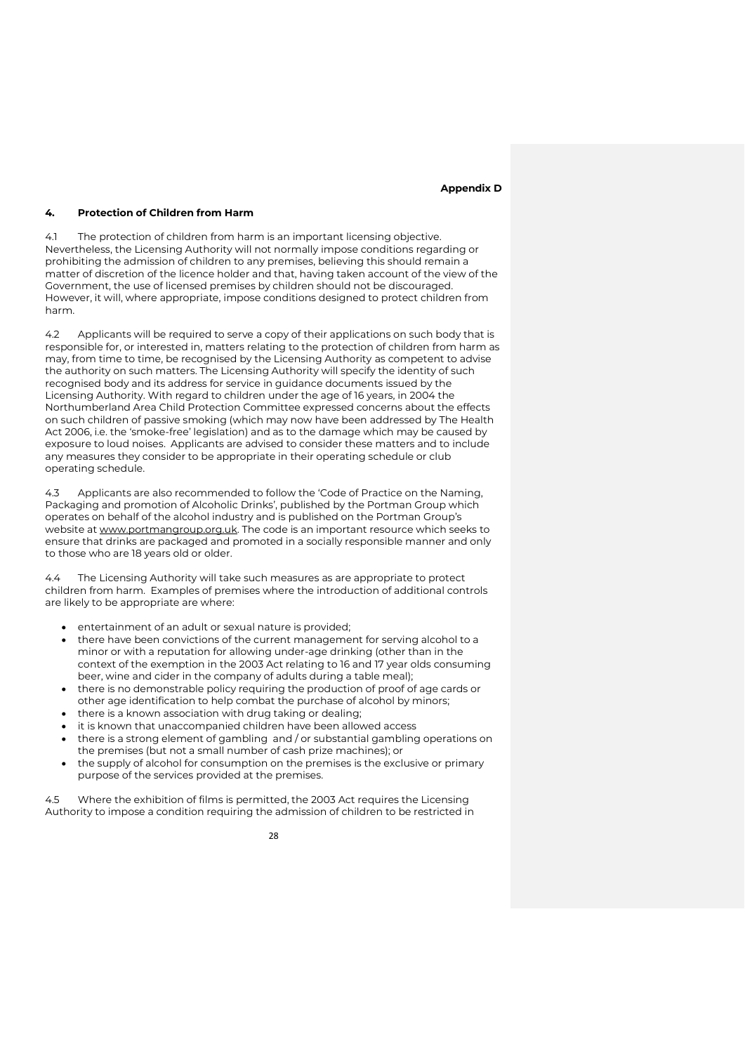**Appendix D**

## 4. Protection of Children from Harm

4.1 The protection of children from harm is an important licensing objective. Nevertheless, the Licensing Authority will not normally impose conditions regarding or prohibiting the admission of children to any premises, believing this should remain a matter of discretion of the licence holder and that, having taken account of the view of the Government, the use of licensed premises by children should not be discouraged. However, it will, where appropriate, impose conditions designed to protect children from harm.

4.2 Applicants will be required to serve a copy of their applications on such body that is responsible for, or interested in, matters relating to the protection of children from harm as may, from time to time, be recognised by the Licensing Authority as competent to advise the authority on such matters. The Licensing Authority will specify the identity of such recognised body and its address for service in guidance documents issued by the Licensing Authority. With regard to children under the age of 16 years, in 2004 the Northumberland Area Child Protection Committee expressed concerns about the effects on such children of passive smoking (which may now have been addressed by The Health Act 2006, i.e. the 'smoke-free' legislation) and as to the damage which may be caused by exposure to loud noises. Applicants are advised to consider these matters and to include any measures they consider to be appropriate in their operating schedule or club operating schedule.

4.3 Applicants are also recommended to follow the 'Code of Practice on the Naming, Packaging and promotion of Alcoholic Drinks', published by the Portman Group which operates on behalf of the alcohol industry and is published on the Portman Group's website at www.portmangroup.org.uk. The code is an important resource which seeks to ensure that drinks are packaged and promoted in a socially responsible manner and only to those who are 18 years old or older.

4.4 The Licensing Authority will take such measures as are appropriate to protect children from harm. Examples of premises where the introduction of additional controls are likely to be appropriate are where:

- entertainment of an adult or sexual nature is provided;
- there have been convictions of the current management for serving alcohol to a minor or with a reputation for allowing under-age drinking (other than in the context of the exemption in the 2003 Act relating to 16 and 17 year olds consuming beer, wine and cider in the company of adults during a table meal);
- there is no demonstrable policy requiring the production of proof of age cards or other age identification to help combat the purchase of alcohol by minors;
- there is a known association with drug taking or dealing;
- it is known that unaccompanied children have been allowed access
- there is a strong element of gambling and / or substantial gambling operations on the premises (but not a small number of cash prize machines); or
- the supply of alcohol for consumption on the premises is the exclusive or primary purpose of the services provided at the premises.

4.5 Where the exhibition of films is permitted, the 2003 Act requires the Licensing Authority to impose a condition requiring the admission of children to be restricted in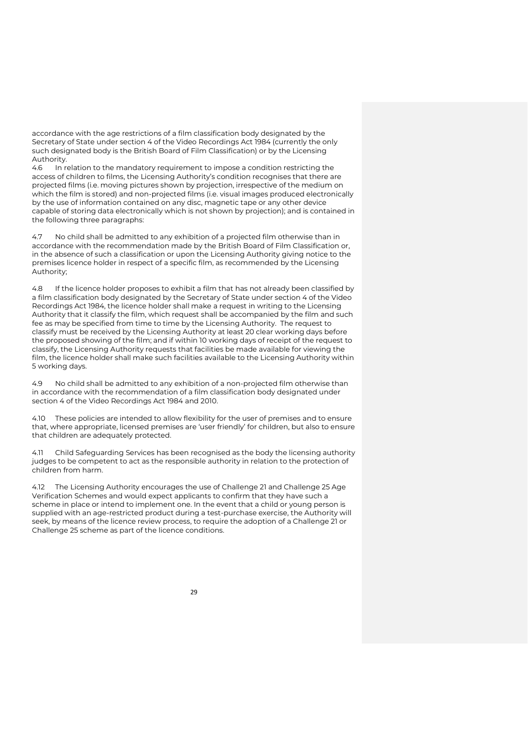accordance with the age restrictions of a film classification body designated by the Secretary of State under section 4 of the Video Recordings Act 1984 (currently the only such designated body is the British Board of Film Classification) or by the Licensing Authority.

4.6 In relation to the mandatory requirement to impose a condition restricting the access of children to films, the Licensing Authority's condition recognises that there are projected films (i.e. moving pictures shown by projection, irrespective of the medium on which the film is stored) and non-projected films (i.e. visual images produced electronically by the use of information contained on any disc, magnetic tape or any other device capable of storing data electronically which is not shown by projection); and is contained in the following three paragraphs:

4.7 No child shall be admitted to any exhibition of a projected film otherwise than in accordance with the recommendation made by the British Board of Film Classification or, in the absence of such a classification or upon the Licensing Authority giving notice to the premises licence holder in respect of a specific film, as recommended by the Licensing Authority;

4.8 If the licence holder proposes to exhibit a film that has not already been classified by a film classification body designated by the Secretary of State under section 4 of the Video Recordings Act 1984, the licence holder shall make a request in writing to the Licensing Authority that it classify the film, which request shall be accompanied by the film and such fee as may be specified from time to time by the Licensing Authority. The request to classify must be received by the Licensing Authority at least 20 clear working days before the proposed showing of the film; and if within 10 working days of receipt of the request to classify, the Licensing Authority requests that facilities be made available for viewing the film, the licence holder shall make such facilities available to the Licensing Authority within 5 working days.

4.9 No child shall be admitted to any exhibition of a non-projected film otherwise than in accordance with the recommendation of a film classification body designated under section 4 of the Video Recordings Act 1984 and 2010.

4.10 These policies are intended to allow flexibility for the user of premises and to ensure that, where appropriate, licensed premises are 'user friendly' for children, but also to ensure that children are adequately protected.

4.11 Child Safeguarding Services has been recognised as the body the licensing authority judges to be competent to act as the responsible authority in relation to the protection of children from harm.

4.12 The Licensing Authority encourages the use of Challenge 21 and Challenge 25 Age Verification Schemes and would expect applicants to confirm that they have such a scheme in place or intend to implement one. In the event that a child or young person is supplied with an age-restricted product during a test-purchase exercise, the Authority will seek, by means of the licence review process, to require the adoption of a Challenge 21 or Challenge 25 scheme as part of the licence conditions.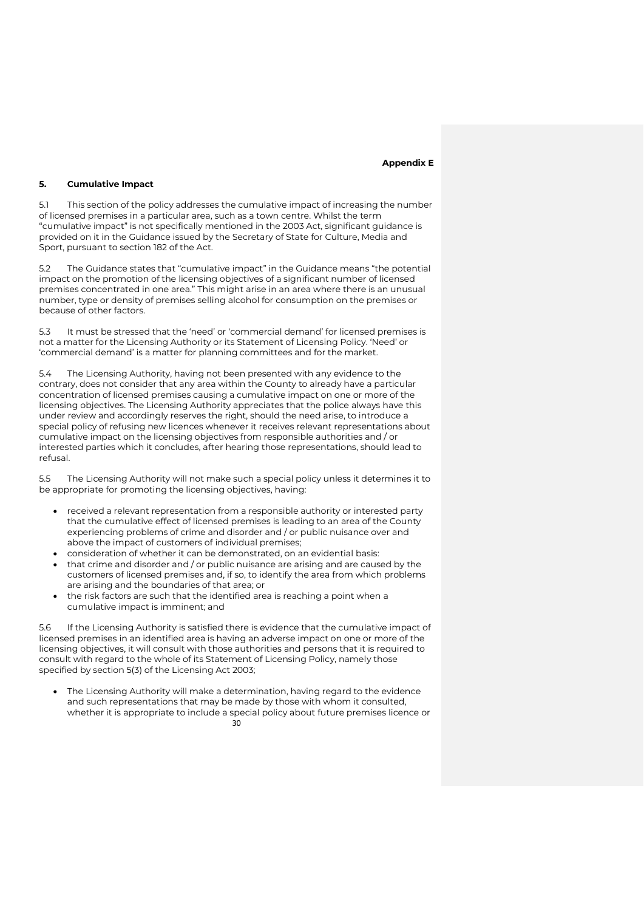**Appendix E**

## 5. Cumulative Impact

5.1 This section of the policy addresses the cumulative impact of increasing the number of licensed premises in a particular area, such as a town centre. Whilst the term "cumulative impact" is not specifically mentioned in the 2003 Act, significant guidance is provided on it in the Guidance issued by the Secretary of State for Culture, Media and Sport, pursuant to section 182 of the Act.

5.2 The Guidance states that "cumulative impact" in the Guidance means "the potential impact on the promotion of the licensing objectives of a significant number of licensed premises concentrated in one area." This might arise in an area where there is an unusual number, type or density of premises selling alcohol for consumption on the premises or because of other factors.

5.3 It must be stressed that the 'need' or 'commercial demand' for licensed premises is not a matter for the Licensing Authority or its Statement of Licensing Policy. 'Need' or 'commercial demand' is a matter for planning committees and for the market.

5.4 The Licensing Authority, having not been presented with any evidence to the contrary, does not consider that any area within the County to already have a particular concentration of licensed premises causing a cumulative impact on one or more of the licensing objectives. The Licensing Authority appreciates that the police always have this under review and accordingly reserves the right, should the need arise, to introduce a special policy of refusing new licences whenever it receives relevant representations about cumulative impact on the licensing objectives from responsible authorities and / or interested parties which it concludes, after hearing those representations, should lead to refusal.

5.5 The Licensing Authority will not make such a special policy unless it determines it to be appropriate for promoting the licensing objectives, having:

- received a relevant representation from a responsible authority or interested party that the cumulative effect of licensed premises is leading to an area of the County experiencing problems of crime and disorder and / or public nuisance over and above the impact of customers of individual premises;
- consideration of whether it can be demonstrated, on an evidential basis:
- that crime and disorder and / or public nuisance are arising and are caused by the customers of licensed premises and, if so, to identify the area from which problems are arising and the boundaries of that area; or
- the risk factors are such that the identified area is reaching a point when a cumulative impact is imminent; and

5.6 If the Licensing Authority is satisfied there is evidence that the cumulative impact of licensed premises in an identified area is having an adverse impact on one or more of the licensing objectives, it will consult with those authorities and persons that it is required to consult with regard to the whole of its Statement of Licensing Policy, namely those specified by section 5(3) of the Licensing Act 2003;

- The Licensing Authority will make a determination, having regard to the evidence and such representations that may be made by those with whom it consulted, whether it is appropriate to include a special policy about future premises licence or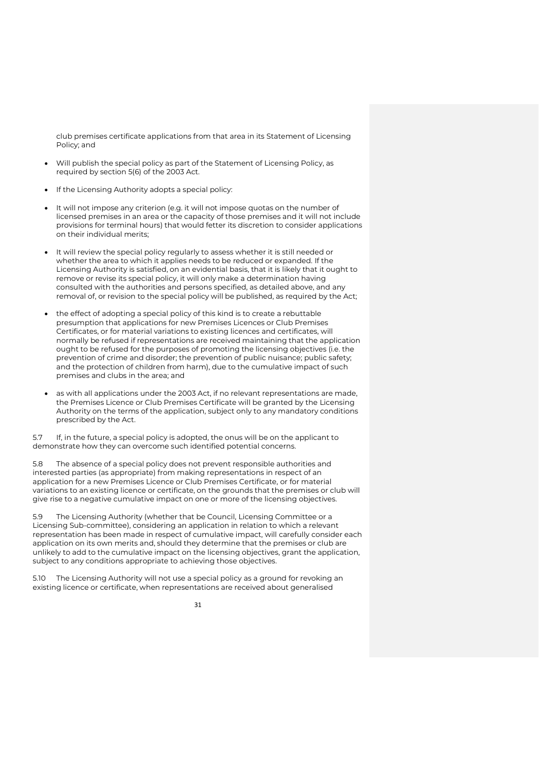club premises certificate applications from that area in its Statement of Licensing Policy; and

- Will publish the special policy as part of the Statement of Licensing Policy, as required by section 5(6) of the 2003 Act.

- If the Licensing Authority adopts a special policy:

- It will not impose any criterion (e.g. it will not impose quotas on the number of licensed premises in an area or the capacity of those premises and it will not include provisions for terminal hours) that would fetter its discretion to consider applications on their individual merits;

- It will review the special policy regularly to assess whether it is still needed or whether the area to which it applies needs to be reduced or expanded. If the Licensing Authority is satisfied, on an evidential basis, that it is likely that it ought to remove or revise its special policy, it will only make a determination having consulted with the authorities and persons specified, as detailed above, and any removal of, or revision to the special policy will be published, as required by the Act;

- the effect of adopting a special policy of this kind is to create a rebuttable presumption that applications for new Premises Licences or Club Premises Certificates, or for material variations to existing licences and certificates, will normally be refused if representations are received maintaining that the application ought to be refused for the purposes of promoting the licensing objectives (i.e. the prevention of crime and disorder; the prevention of public nuisance; public safety; and the protection of children from harm), due to the cumulative impact of such premises and clubs in the area; and

- as with all applications under the 2003 Act, if no relevant representations are made, the Premises Licence or Club Premises Certificate will be granted by the Licensing Authority on the terms of the application, subject only to any mandatory conditions prescribed by the Act.

5.7 If, in the future, a special policy is adopted, the onus will be on the applicant to demonstrate how they can overcome such identified potential concerns.

5.8 The absence of a special policy does not prevent responsible authorities and interested parties (as appropriate) from making representations in respect of an application for a new Premises Licence or Club Premises Certificate, or for material variations to an existing licence or certificate, on the grounds that the premises or club will give rise to a negative cumulative impact on one or more of the licensing objectives.

5.9 The Licensing Authority (whether that be Council, Licensing Committee or a Licensing Sub-committee), considering an application in relation to which a relevant representation has been made in respect of cumulative impact, will carefully consider each application on its own merits and, should they determine that the premises or club are unlikely to add to the cumulative impact on the licensing objectives, grant the application, subject to any conditions appropriate to achieving those objectives.

5.10 The Licensing Authority will not use a special policy as a ground for revoking an existing licence or certificate, when representations are received about generalised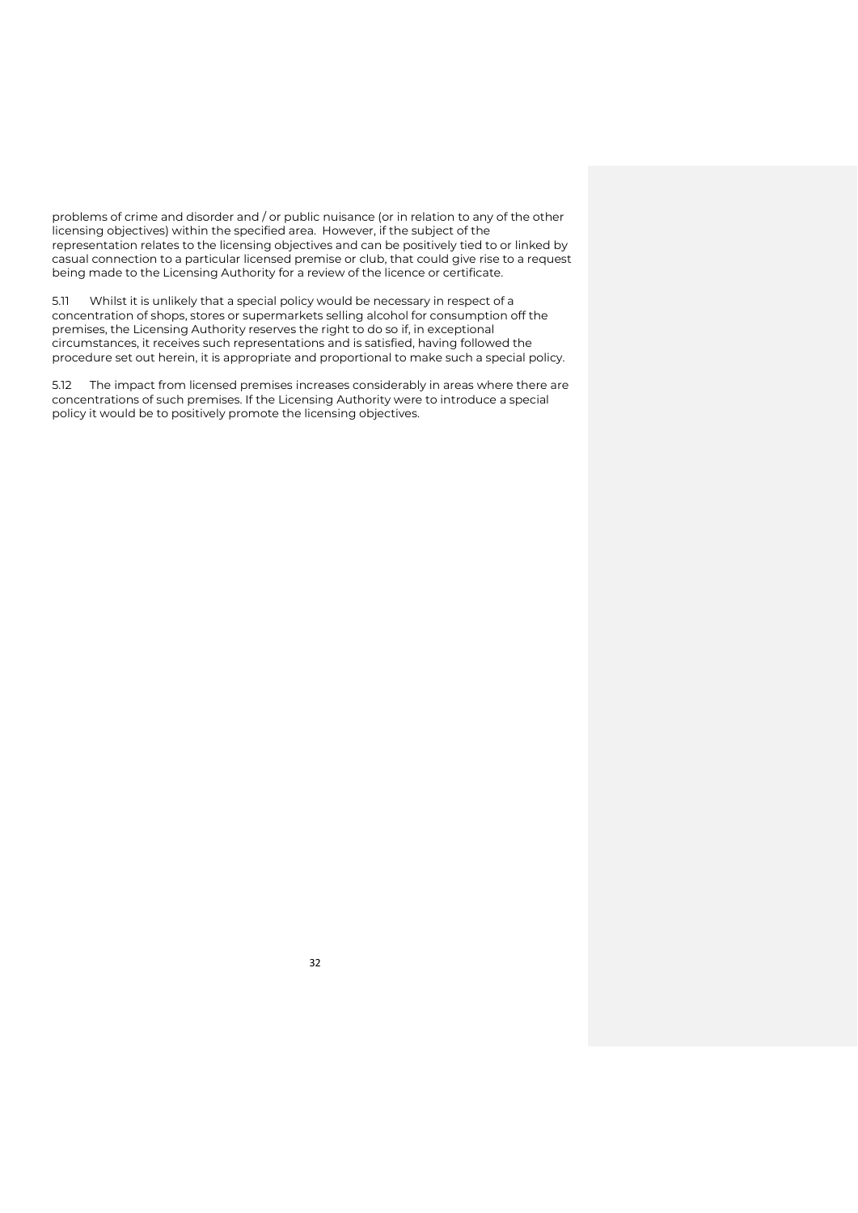problems of crime and disorder and / or public nuisance (or in relation to any of the other licensing objectives) within the specified area. However, if the subject of the representation relates to the licensing objectives and can be positively tied to or linked by casual connection to a particular licensed premise or club, that could give rise to a request being made to the Licensing Authority for a review of the licence or certificate.

5.11 Whilst it is unlikely that a special policy would be necessary in respect of a concentration of shops, stores or supermarkets selling alcohol for consumption off the premises, the Licensing Authority reserves the right to do so if, in exceptional circumstances, it receives such representations and is satisfied, having followed the procedure set out herein, it is appropriate and proportional to make such a special policy.

5.12 The impact from licensed premises increases considerably in areas where there are concentrations of such premises. If the Licensing Authority were to introduce a special policy it would be to positively promote the licensing objectives.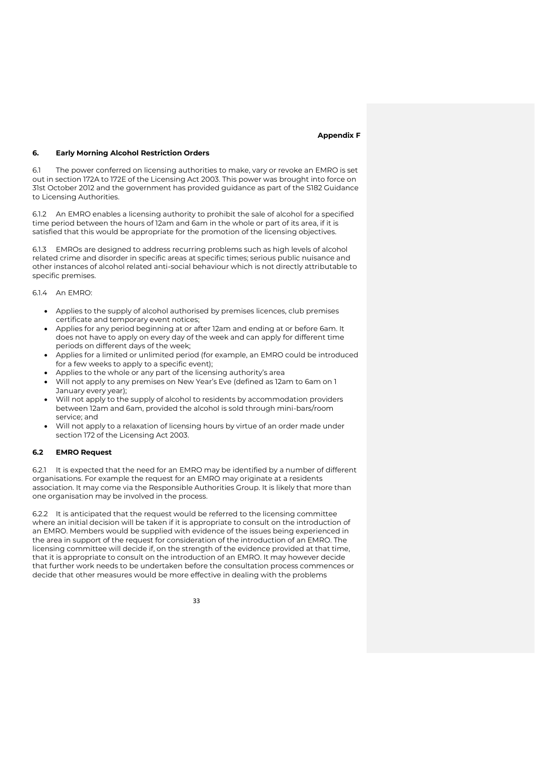**Appendix F**

## 6. Early Morning Alcohol Restriction Orders

6.1 The power conferred on licensing authorities to make, vary or revoke an EMRO is set out in section 172A to 172E of the Licensing Act 2003. This power was brought into force on 31st October 2012 and the government has provided guidance as part of the S182 Guidance to Licensing Authorities.

6.1.2 An EMRO enables a licensing authority to prohibit the sale of alcohol for a specified time period between the hours of 12am and 6am in the whole or part of its area, if it is satisfied that this would be appropriate for the promotion of the licensing objectives.

6.1.3 EMROs are designed to address recurring problems such as high levels of alcohol related crime and disorder in specific areas at specific times; serious public nuisance and other instances of alcohol related anti-social behaviour which is not directly attributable to specific premises.

6.1.4 An EMRO:

- Applies to the supply of alcohol authorised by premises licences, club premises certificate and temporary event notices;
- Applies for any period beginning at or after 12am and ending at or before 6am. It does not have to apply on every day of the week and can apply for different time periods on different days of the week;
- Applies for a limited or unlimited period (for example, an EMRO could be introduced for a few weeks to apply to a specific event);
- Applies to the whole or any part of the licensing authority's area
- Will not apply to any premises on New Year's Eve (defined as 12am to 6am on 1 January every year);
- Will not apply to the supply of alcohol to residents by accommodation providers between 12am and 6am, provided the alcohol is sold through mini-bars/room service; and
- Will not apply to a relaxation of licensing hours by virtue of an order made under section 172 of the Licensing Act 2003.

### 6.2 EMRO Request

6.2.1 It is expected that the need for an EMRO may be identified by a number of different organisations. For example the request for an EMRO may originate at a residents association. It may come via the Responsible Authorities Group. It is likely that more than one organisation may be involved in the process.

6.2.2 It is anticipated that the request would be referred to the licensing committee where an initial decision will be taken if it is appropriate to consult on the introduction of an EMRO. Members would be supplied with evidence of the issues being experienced in the area in support of the request for consideration of the introduction of an EMRO. The licensing committee will decide if, on the strength of the evidence provided at that time, that it is appropriate to consult on the introduction of an EMRO. It may however decide that further work needs to be undertaken before the consultation process commences or decide that other measures would be more effective in dealing with the problems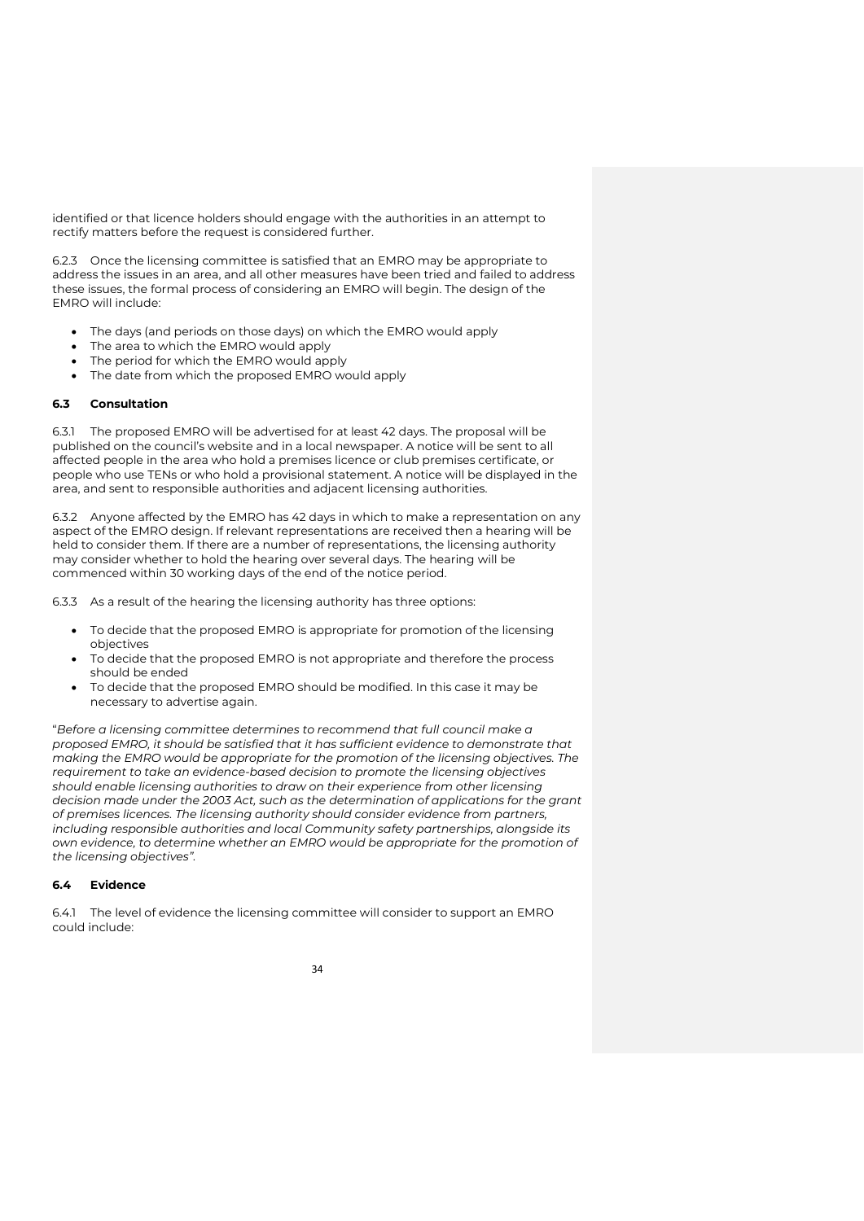identified or that licence holders should engage with the authorities in an attempt to rectify matters before the request is considered further.

6.2.3 Once the licensing committee is satisfied that an EMRO may be appropriate to address the issues in an area, and all other measures have been tried and failed to address these issues, the formal process of considering an EMRO will begin. The design of the EMRO will include:

- The days (and periods on those days) on which the EMRO would apply
- The area to which the EMRO would apply
- The period for which the EMRO would apply
- The date from which the proposed EMRO would apply

### 6.3 Consultation

6.3.1 The proposed EMRO will be advertised for at least 42 days. The proposal will be published on the council's website and in a local newspaper. A notice will be sent to all affected people in the area who hold a premises licence or club premises certificate, or people who use TENs or who hold a provisional statement. A notice will be displayed in the area, and sent to responsible authorities and adjacent licensing authorities.

6.3.2 Anyone affected by the EMRO has 42 days in which to make a representation on any aspect of the EMRO design. If relevant representations are received then a hearing will be held to consider them. If there are a number of representations, the licensing authority may consider whether to hold the hearing over several days. The hearing will be commenced within 30 working days of the end of the notice period.

6.3.3 As a result of the hearing the licensing authority has three options:

- To decide that the proposed EMRO is appropriate for promotion of the licensing objectives
- To decide that the proposed EMRO is not appropriate and therefore the process should be ended
- To decide that the proposed EMRO should be modified. In this case it may be necessary to advertise again.

"*Before a licensing committee determines to recommend that full council make a proposed EMRO, it should be satisfied that it has sufficient evidence to demonstrate that making the EMRO would be appropriate for the promotion of the licensing objectives. The requirement to take an evidence-based decision to promote the licensing objectives should enable licensing authorities to draw on their experience from other licensing decision made under the 2003 Act, such as the determination of applications for the grant of premises licences. The licensing authority should consider evidence from partners, including responsible authorities and local Community safety partnerships, alongside its own evidence, to determine whether an EMRO would be appropriate for the promotion of the licensing objectives*".

### 6.4 Evidence

6.4.1 The level of evidence the licensing committee will consider to support an EMRO could include: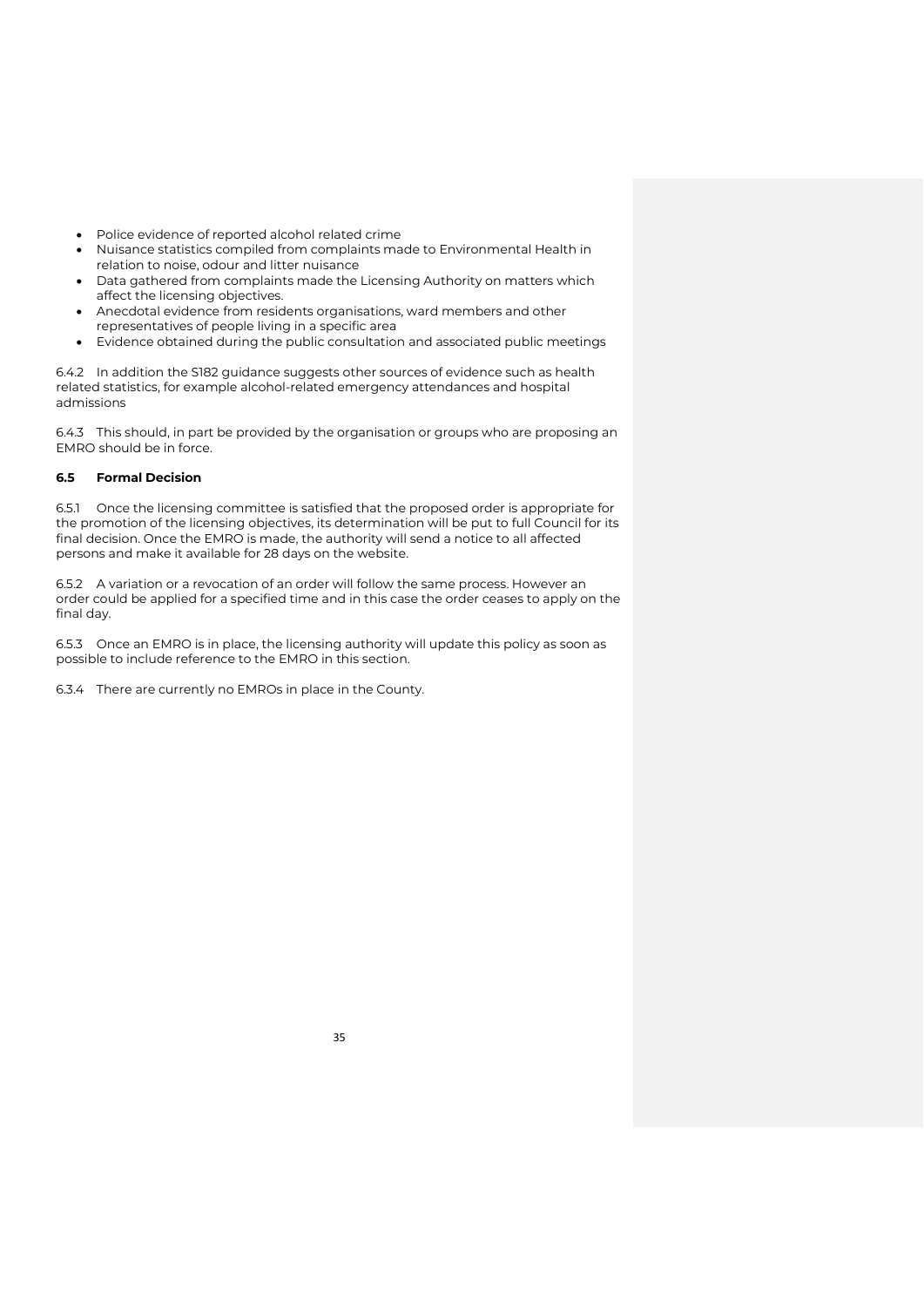- Police evidence of reported alcohol related crime
- Nuisance statistics compiled from complaints made to Environmental Health in relation to noise, odour and litter nuisance
- Data gathered from complaints made the Licensing Authority on matters which affect the licensing objectives.
- Anecdotal evidence from residents organisations, ward members and other representatives of people living in a specific area
- Evidence obtained during the public consultation and associated public meetings

6.4.2 In addition the S182 guidance suggests other sources of evidence such as health related statistics, for example alcohol-related emergency attendances and hospital admissions

6.4.3 This should, in part be provided by the organisation or groups who are proposing an EMRO should be in force.

### 6.5 Formal Decision

6.5.1 Once the licensing committee is satisfied that the proposed order is appropriate for the promotion of the licensing objectives, its determination will be put to full Council for its final decision. Once the EMRO is made, the authority will send a notice to all affected persons and make it available for 28 days on the website.

6.5.2 A variation or a revocation of an order will follow the same process. However an order could be applied for a specified time and in this case the order ceases to apply on the final day.

6.5.3 Once an EMRO is in place, the licensing authority will update this policy as soon as possible to include reference to the EMRO in this section.

6.3.4 There are currently no EMROs in place in the County.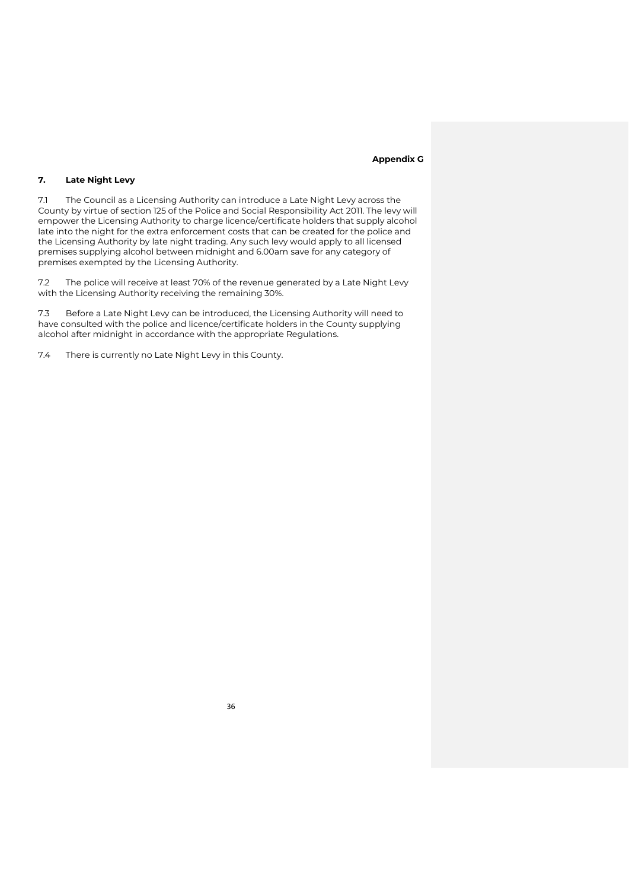**Appendix G**

## 7. Late Night Levy

7.1 The Council as a Licensing Authority can introduce a Late Night Levy across the County by virtue of section 125 of the Police and Social Responsibility Act 2011. The levy will empower the Licensing Authority to charge licence/certificate holders that supply alcohol late into the night for the extra enforcement costs that can be created for the police and the Licensing Authority by late night trading. Any such levy would apply to all licensed premises supplying alcohol between midnight and 6.00am save for any category of premises exempted by the Licensing Authority.

7.2 The police will receive at least 70% of the revenue generated by a Late Night Levy with the Licensing Authority receiving the remaining 30%.

7.3 Before a Late Night Levy can be introduced, the Licensing Authority will need to have consulted with the police and licence/certificate holders in the County supplying alcohol after midnight in accordance with the appropriate Regulations.

7.4 There is currently no Late Night Levy in this County.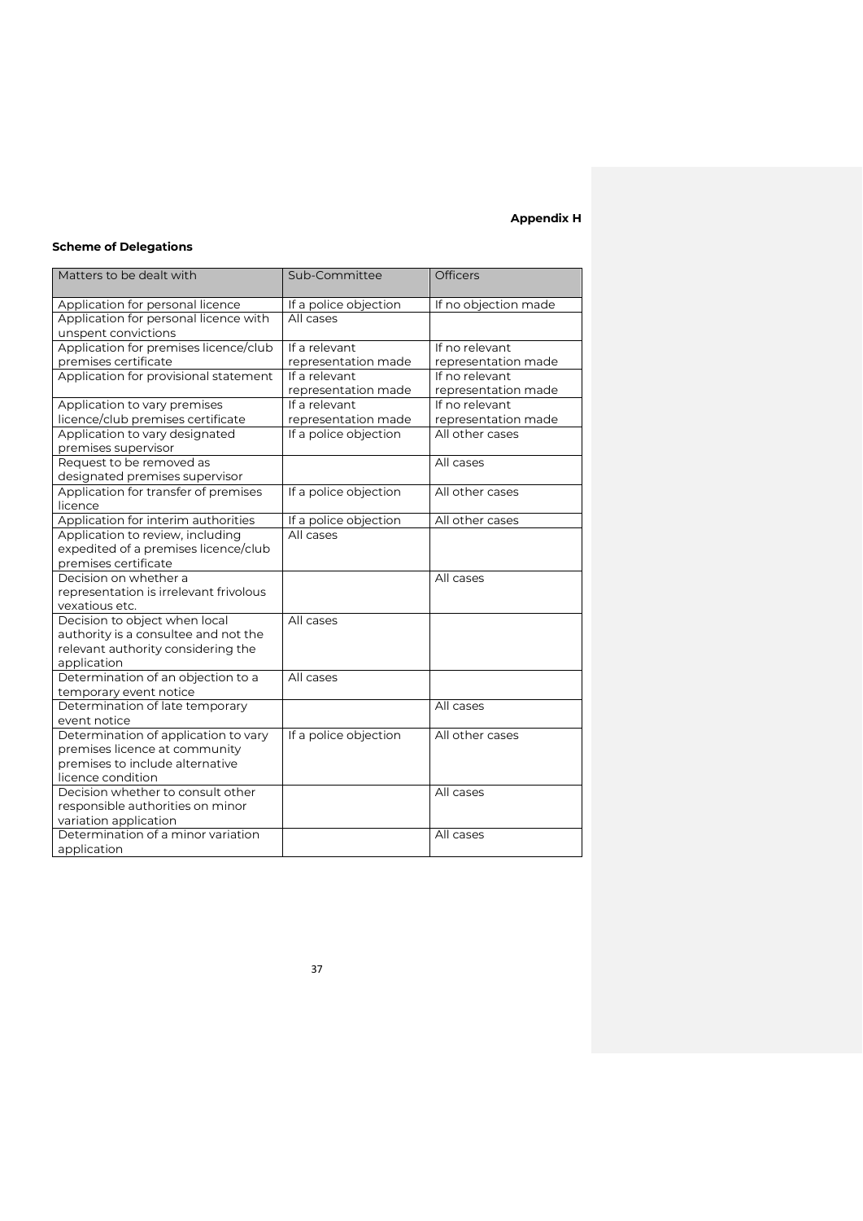**Appendix H**

**Scheme of Delegations**

| Matters to be dealt with | Sub-Committee | Officers |
|---|---|---|
| Application for personal licence | If a police objection | If no objection made |
| Application for personal licence with unspent convictions | All cases | |
| Application for premises licence/club premises certificate | If a relevant representation made | If no relevant representation made |
| Application for provisional statement | If a relevant representation made | If no relevant representation made |
| Application to vary premises licence/club premises certificate | If a relevant representation made | If no relevant representation made |
| Application to vary designated premises supervisor | If a police objection | All other cases |
| Request to be removed as designated premises supervisor | | All cases |
| Application for transfer of premises licence | If a police objection | All other cases |
| Application for interim authorities | If a police objection | All other cases |
| Application to review, including expedited of a premises licence/club premises certificate | All cases | |
| Decision on whether a representation is irrelevant frivolous vexatious etc. | | All cases |
| Decision to object when local authority is a consultee and not the relevant authority considering the application | All cases | |
| Determination of an objection to a temporary event notice | All cases | |
| Determination of late temporary event notice | | All cases |
| Determination of application to vary premises licence at community premises to include alternative licence condition | If a police objection | All other cases |
| Decision whether to consult other responsible authorities on minor variation application | | All cases |
| Determination of a minor variation application | | All cases |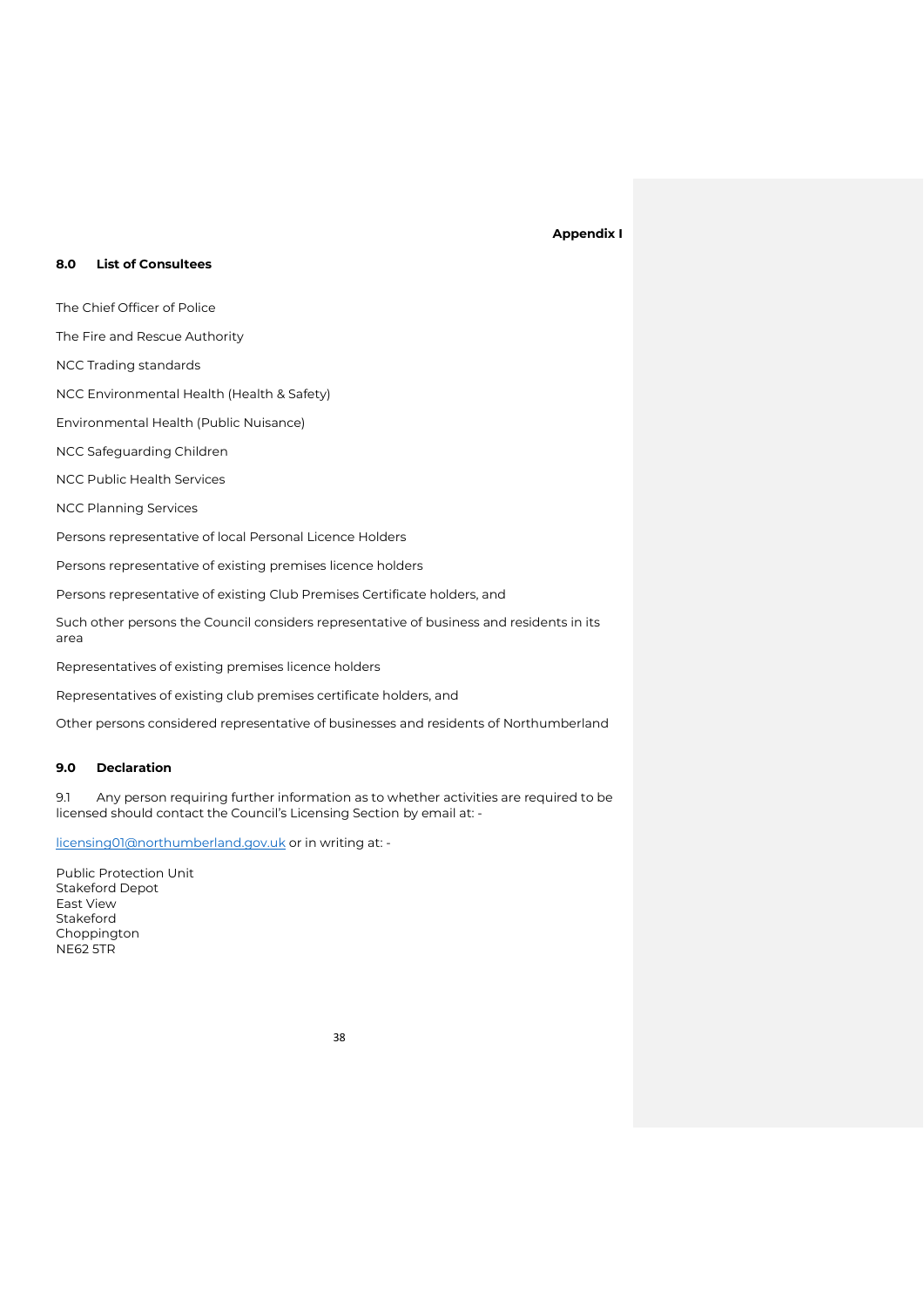**Appendix I**

## 8.0 List of Consultees

The Chief Officer of Police

The Fire and Rescue Authority

NCC Trading standards

NCC Environmental Health (Health & Safety)

Environmental Health (Public Nuisance)

NCC Safeguarding Children

NCC Public Health Services

NCC Planning Services

Persons representative of local Personal Licence Holders

Persons representative of existing premises licence holders

Persons representative of existing Club Premises Certificate holders, and

Such other persons the Council considers representative of business and residents in its area

Representatives of existing premises licence holders

Representatives of existing club premises certificate holders, and

Other persons considered representative of businesses and residents of Northumberland

## 9.0 Declaration

9.1 Any person requiring further information as to whether activities are required to be licensed should contact the Council's Licensing Section by email at: -

licensing01@northumberland.gov.uk or in writing at: -

Public Protection Unit  
Stakeford Depot  
East View  
Stakeford  
Choppington  
NE62 5TR